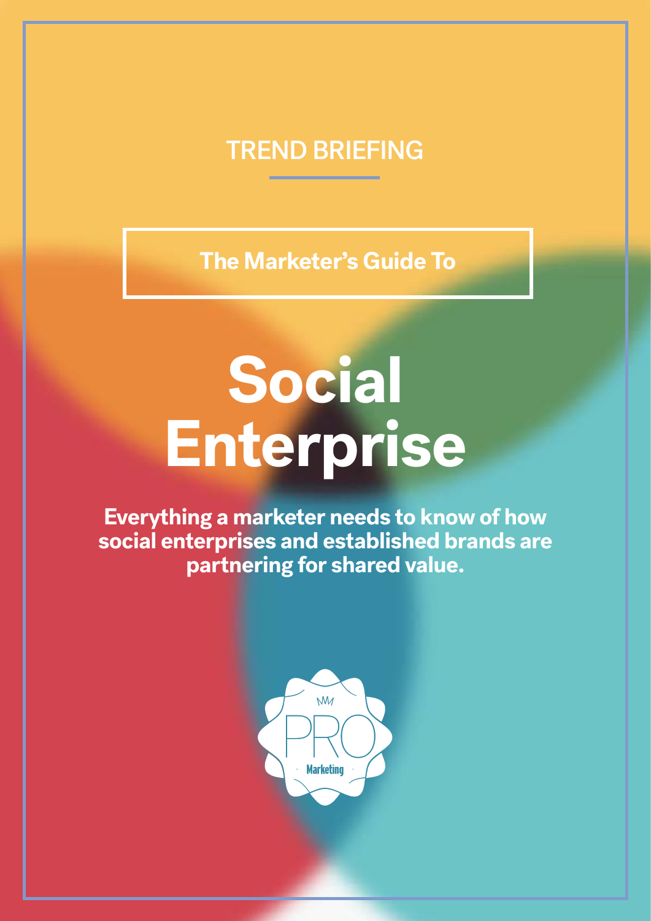TREND BRIEFING

**The Marketer's Guide To**

# Social Enterprise

**Everything a marketer needs to know of how social enterprises and established brands are partnering for shared value.**

PRO Marketing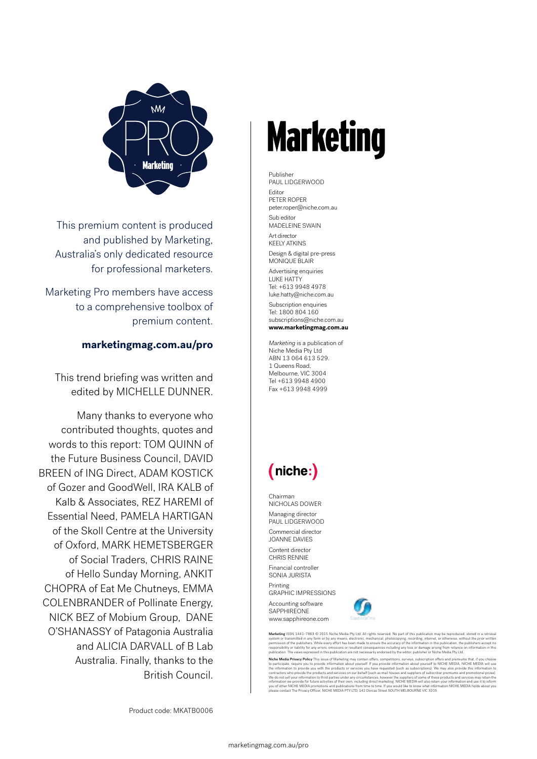PRO Marketing

This premium content is produced and published by Marketing, Australia's only dedicated resource for professional marketers.

Marketing Pro members have access to a comprehensive toolbox of premium content.

**marketingmag.com.au/pro**

This trend briefing was written and edited by MICHELLE DUNNER.

Many thanks to everyone who contributed thoughts, quotes and words to this report: TOM QUINN of the Future Business Council, DAVID BREEN of ING Direct, ADAM KOSTICK of Gozer and GoodWell, IRA KALB of Kalb & Associates, REZ HAREMI of Essential Need, PAMELA HARTIGAN of the Skoll Centre at the University of Oxford, MARK HEMETSBERGER of Social Traders, CHRIS RAINE of Hello Sunday Morning, ANKIT CHOPRA of Eat Me Chutneys, EMMA COLENBRANDER of Pollinate Energy, NICK BEZ of Mobium Group, DANE O'SHANASSY of Patagonia Australia and ALICIA DARVALL of B Lab Australia. Finally, thanks to the British Council.

Product code: MKATB0006

# Marketing

Publisher
PAUL LIDGERWOOD

Editor
PETER ROPER
peter.roper@niche.com.au

Sub editor
MADELEINE SWAIN

Art director
KEELY ATKINS

Design & digital pre-press
MONIQUE BLAIR

Advertising enquiries
LUKE HATTY
Tel: +613 9948 4978
luke.hatty@niche.com.au

Subscription enquiries
Tel: 1800 804 160
subscriptions@niche.com.au
**www.marketingmag.com.au**

*Marketing* is a publication of
Niche Media Pty Ltd
ABN 13 064 613 529.
1 Queens Road,
Melbourne, VIC 3004
Tel +613 9948 4900
Fax +613 9948 4999

(niche:)

Chairman
NICHOLAS DOWER

Managing director
PAUL LIDGERWOOD

Commercial director
JOANNE DAVIES

Content director
CHRIS RENNIE

Financial controller
SONIA JURISTA

Printing
GRAPHIC IMPRESSIONS

Accounting software
SAPPHIREONE
www.sapphireone.com

**Marketing** ISSN 1441-7863 © 2015 Niche Media Pty Ltd. All rights reserved. No part of this publication may be reproduced, stored in a retrieval system or transmitted in any form or by any means, electronic, mechanical, photocopying, recording, internet, or otherwise, without the prior written permission of the publishers. While every effort has been made to ensure the accuracy of the information in this publication, the publishers accept no responsibility or liability for any errors, omissions or resultant consequences including any loss or damage arising from reliance on information in this publication. The views expressed in this publication are not necessarily endorsed by the editor, publisher or Niche Media Pty Ltd.

**Niche Media Privacy Policy** This issue of Marketing may contain offers, competitions, surveys, subscription offers and premiums that, if you choose to participate, require you to provide information about yourself. If you provide information about yourself to NICHE MEDIA, NICHE MEDIA will use the information to provide you with the products or services you have requested (such as subscriptions). We may also provide this information to contractors who provide the products and services on our behalf (such as mail houses and suppliers of subscriber premiums and promotional prizes). We do not sell your information to third parties under any circumstances, however the suppliers of some of these products and services may retain the information we provide for future activities of their own, including direct marketing. NICHE MEDIA will also retain your information and use it to inform you of other NICHE MEDIA promotions and publications from time to time. If you would like to know what information NICHE MEDIA holds about you please contact The Privacy Officer, NICHE MEDIA PTY LTD, 142 Dorcas Street SOUTH MELBOURNE VIC 3205.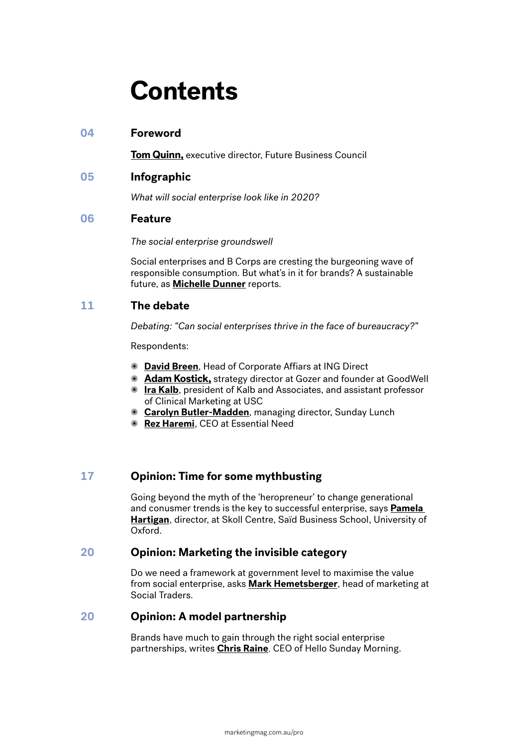# Contents

**04** **Foreword**

**Tom Quinn,** executive director, Future Business Council

**05** **Infographic**

*What will social enterprise look like in 2020?*

**06** **Feature**

*The social enterprise groundswell*

Social enterprises and B Corps are cresting the burgeoning wave of responsible consumption. But what's in it for brands? A sustainable future, as **Michelle Dunner** reports.

**11** **The debate**

*Debating: "Can social enterprises thrive in the face of bureaucracy?"*

Respondents:

- **David Breen**, Head of Corporate Affairs at ING Direct
- **Adam Kostick,** strategy director at Gozer and founder at GoodWell
- **Ira Kalb**, president of Kalb and Associates, and assistant professor of Clinical Marketing at USC
- **Carolyn Butler-Madden**, managing director, Sunday Lunch
- **Rez Haremi**, CEO at Essential Need

**17** **Opinion: Time for some mythbusting**

Going beyond the myth of the 'heropreneur' to change generational and conusmer trends is the key to successful enterprise, says **Pamela Hartigan**, director, at Skoll Centre, Saïd Business School, University of Oxford.

**20** **Opinion: Marketing the invisible category**

Do we need a framework at government level to maximise the value from social enterprise, asks **Mark Hemetsberger**, head of marketing at Social Traders.

**20** **Opinion: A model partnership**

Brands have much to gain through the right social enterprise partnerships, writes **Chris Raine**, CEO of Hello Sunday Morning.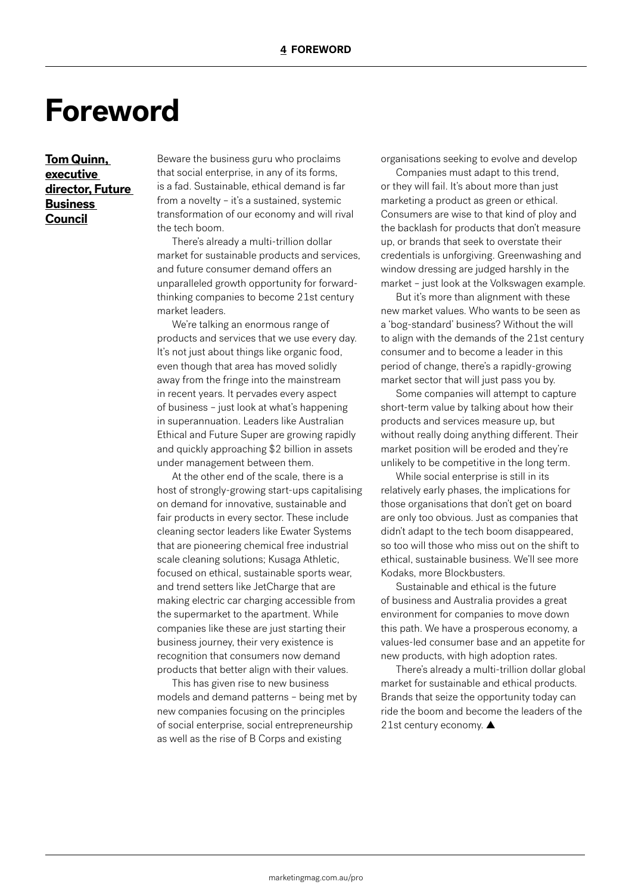# Foreword

**Tom Quinn, executive director, Future Business Council**

Beware the business guru who proclaims that social enterprise, in any of its forms, is a fad. Sustainable, ethical demand is far from a novelty – it's a sustained, systemic transformation of our economy and will rival the tech boom.

There's already a multi-trillion dollar market for sustainable products and services, and future consumer demand offers an unparalleled growth opportunity for forward-thinking companies to become 21st century market leaders.

We're talking an enormous range of products and services that we use every day. It's not just about things like organic food, even though that area has moved solidly away from the fringe into the mainstream in recent years. It pervades every aspect of business – just look at what's happening in superannuation. Leaders like Australian Ethical and Future Super are growing rapidly and quickly approaching $2 billion in assets under management between them.

At the other end of the scale, there is a host of strongly-growing start-ups capitalising on demand for innovative, sustainable and fair products in every sector. These include cleaning sector leaders like Ewater Systems that are pioneering chemical free industrial scale cleaning solutions; Kusaga Athletic, focused on ethical, sustainable sports wear, and trend setters like JetCharge that are making electric car charging accessible from the supermarket to the apartment. While companies like these are just starting their business journey, their very existence is recognition that consumers now demand products that better align with their values.

This has given rise to new business models and demand patterns – being met by new companies focusing on the principles of social enterprise, social entrepreneurship as well as the rise of B Corps and existing organisations seeking to evolve and develop

Companies must adapt to this trend, or they will fail. It's about more than just marketing a product as green or ethical. Consumers are wise to that kind of ploy and the backlash for products that don't measure up, or brands that seek to overstate their credentials is unforgiving. Greenwashing and window dressing are judged harshly in the market – just look at the Volkswagen example.

But it's more than alignment with these new market values. Who wants to be seen as a 'bog-standard' business? Without the will to align with the demands of the 21st century consumer and to become a leader in this period of change, there's a rapidly-growing market sector that will just pass you by.

Some companies will attempt to capture short-term value by talking about how their products and services measure up, but without really doing anything different. Their market position will be eroded and they're unlikely to be competitive in the long term.

While social enterprise is still in its relatively early phases, the implications for those organisations that don't get on board are only too obvious. Just as companies that didn't adapt to the tech boom disappeared, so too will those who miss out on the shift to ethical, sustainable business. We'll see more Kodaks, more Blockbusters.

Sustainable and ethical is the future of business and Australia provides a great environment for companies to move down this path. We have a prosperous economy, a values-led consumer base and an appetite for new products, with high adoption rates.

There's already a multi-trillion dollar global market for sustainable and ethical products. Brands that seize the opportunity today can ride the boom and become the leaders of the 21st century economy. ▲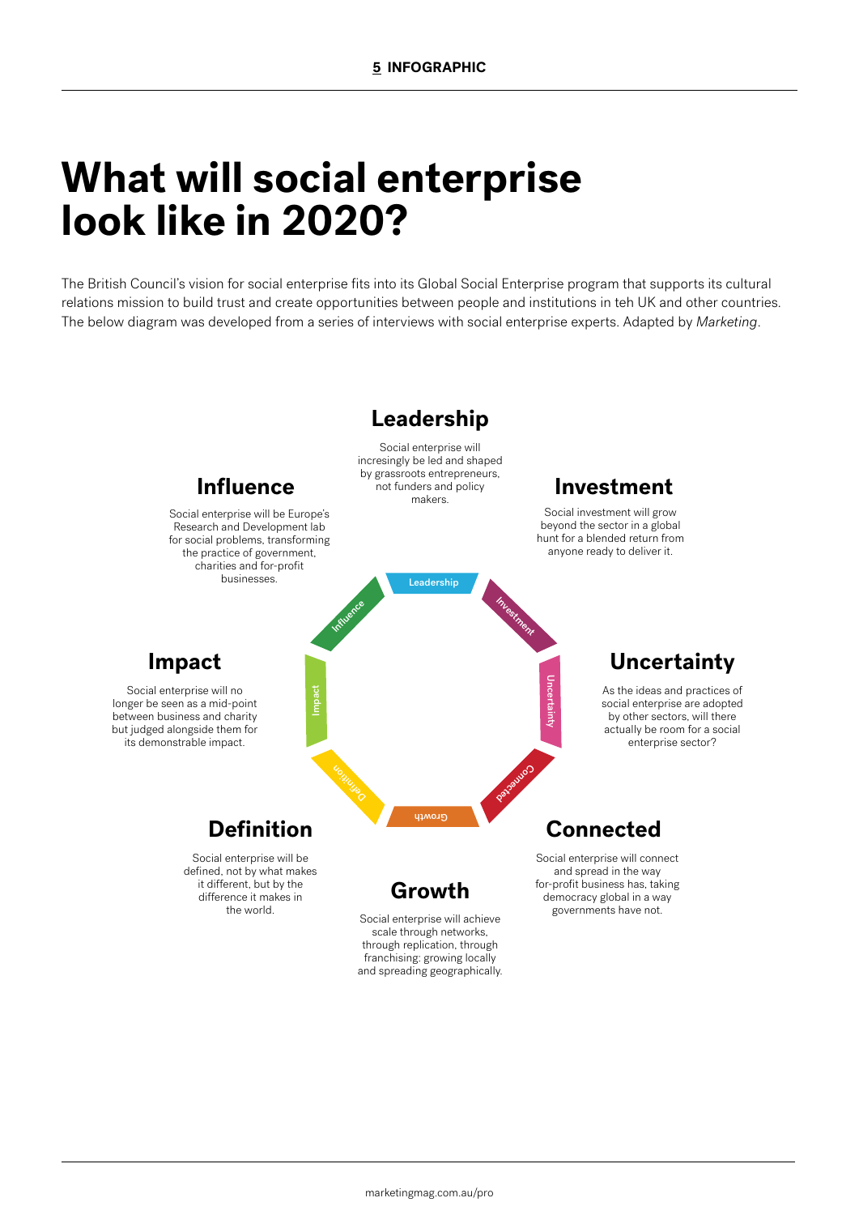# What will social enterprise look like in 2020?

The British Council's vision for social enterprise fits into its Global Social Enterprise program that supports its cultural relations mission to build trust and create opportunities between people and institutions in teh UK and other countries. The below diagram was developed from a series of interviews with social enterprise experts. Adapted by *Marketing*.

## Leadership

Social enterprise will incresingly be led and shaped by grassroots entrepreneurs, not funders and policy makers.

## Investment

Social investment will grow beyond the sector in a global hunt for a blended return from anyone ready to deliver it.

## Uncertainty

As the ideas and practices of social enterprise are adopted by other sectors, will there actually be room for a social enterprise sector?

## Connected

Social enterprise will connect and spread in the way for-profit business has, taking democracy global in a way governments have not.

## Growth

Social enterprise will achieve scale through networks, through replication, through franchising: growing locally and spreading geographically.

## Definition

Social enterprise will be defined, not by what makes it different, but by the difference it makes in the world.

## Impact

Social enterprise will no longer be seen as a mid-point between business and charity but judged alongside them for its demonstrable impact.

## Influence

Social enterprise will be Europe's Research and Development lab for social problems, transforming the practice of government, charities and for-profit businesses.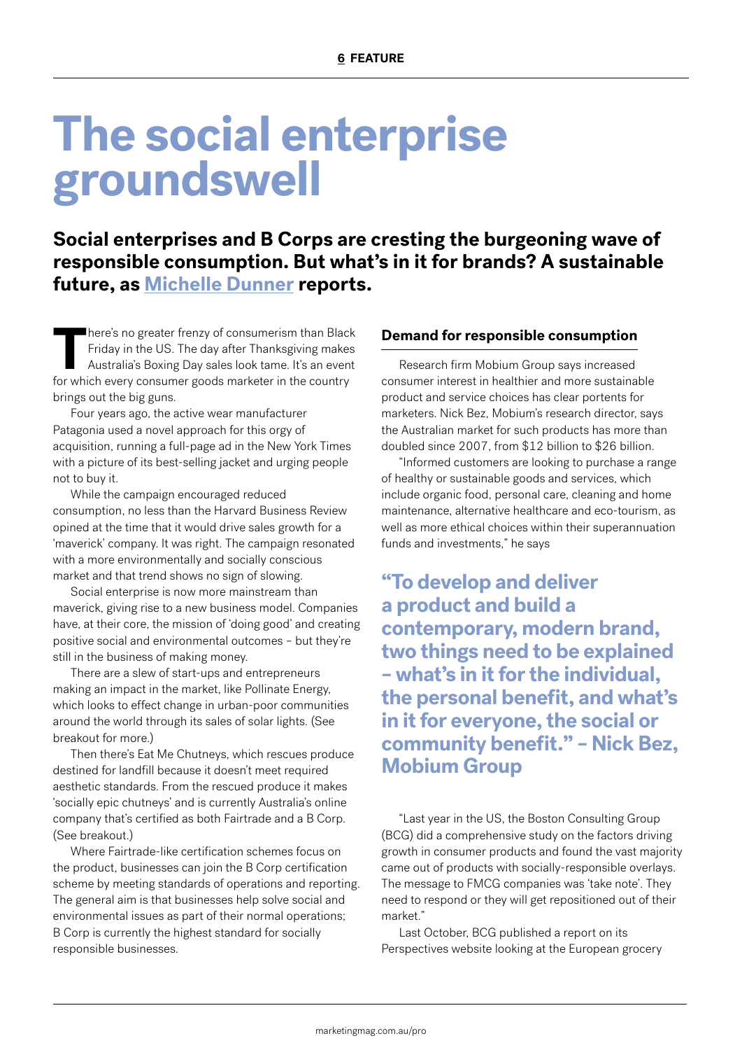# The social enterprise groundswell

**Social enterprises and B Corps are cresting the burgeoning wave of responsible consumption. But what's in it for brands? A sustainable future, as Michelle Dunner reports.**

There's no greater frenzy of consumerism than Black Friday in the US. The day after Thanksgiving makes Australia's Boxing Day sales look tame. It's an event for which every consumer goods marketer in the country brings out the big guns.

Four years ago, the active wear manufacturer Patagonia used a novel approach for this orgy of acquisition, running a full-page ad in the New York Times with a picture of its best-selling jacket and urging people not to buy it.

While the campaign encouraged reduced consumption, no less than the Harvard Business Review opined at the time that it would drive sales growth for a 'maverick' company. It was right. The campaign resonated with a more environmentally and socially conscious market and that trend shows no sign of slowing.

Social enterprise is now more mainstream than maverick, giving rise to a new business model. Companies have, at their core, the mission of 'doing good' and creating positive social and environmental outcomes – but they're still in the business of making money.

There are a slew of start-ups and entrepreneurs making an impact in the market, like Pollinate Energy, which looks to effect change in urban-poor communities around the world through its sales of solar lights. (See breakout for more.)

Then there's Eat Me Chutneys, which rescues produce destined for landfill because it doesn't meet required aesthetic standards. From the rescued produce it makes 'socially epic chutneys' and is currently Australia's online company that's certified as both Fairtrade and a B Corp. (See breakout.)

Where Fairtrade-like certification schemes focus on the product, businesses can join the B Corp certification scheme by meeting standards of operations and reporting. The general aim is that businesses help solve social and environmental issues as part of their normal operations; B Corp is currently the highest standard for socially responsible businesses.

## Demand for responsible consumption

Research firm Mobium Group says increased consumer interest in healthier and more sustainable product and service choices has clear portents for marketers. Nick Bez, Mobium's research director, says the Australian market for such products has more than doubled since 2007, from $12 billion to $26 billion.

"Informed customers are looking to purchase a range of healthy or sustainable goods and services, which include organic food, personal care, cleaning and home maintenance, alternative healthcare and eco-tourism, as well as more ethical choices within their superannuation funds and investments," he says

> **"To develop and deliver a product and build a contemporary, modern brand, two things need to be explained – what's in it for the individual, the personal benefit, and what's in it for everyone, the social or community benefit." – Nick Bez, Mobium Group**

"Last year in the US, the Boston Consulting Group (BCG) did a comprehensive study on the factors driving growth in consumer products and found the vast majority came out of products with socially-responsible overlays. The message to FMCG companies was 'take note'. They need to respond or they will get repositioned out of their market."

Last October, BCG published a report on its Perspectives website looking at the European grocery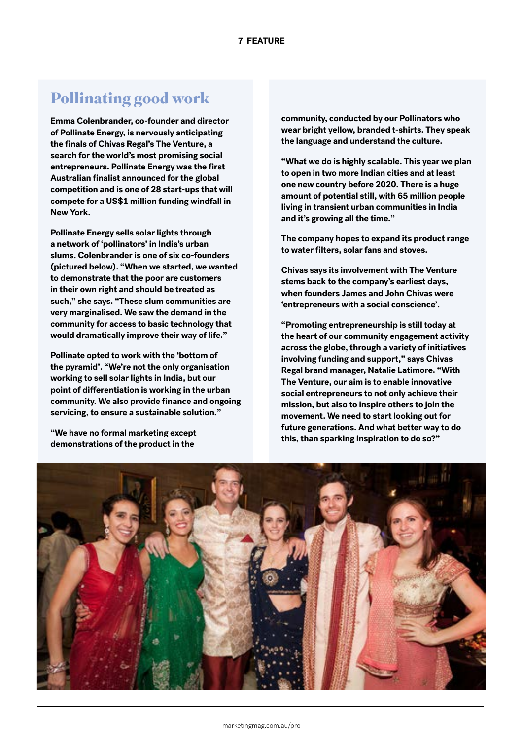# Pollinating good work

**Emma Colenbrander, co-founder and director of Pollinate Energy, is nervously anticipating the finals of Chivas Regal's The Venture, a search for the world's most promising social entrepreneurs. Pollinate Energy was the first Australian finalist announced for the global competition and is one of 28 start-ups that will compete for a US$1 million funding windfall in New York.**

**Pollinate Energy sells solar lights through a network of 'pollinators' in India's urban slums. Colenbrander is one of six co-founders (pictured below). "When we started, we wanted to demonstrate that the poor are customers in their own right and should be treated as such," she says. "These slum communities are very marginalised. We saw the demand in the community for access to basic technology that would dramatically improve their way of life."**

**Pollinate opted to work with the 'bottom of the pyramid'. "We're not the only organisation working to sell solar lights in India, but our point of differentiation is working in the urban community. We also provide finance and ongoing servicing, to ensure a sustainable solution."**

**"We have no formal marketing except demonstrations of the product in the community, conducted by our Pollinators who wear bright yellow, branded t-shirts. They speak the language and understand the culture.**

**"What we do is highly scalable. This year we plan to open in two more Indian cities and at least one new country before 2020. There is a huge amount of potential still, with 65 million people living in transient urban communities in India and it's growing all the time."**

**The company hopes to expand its product range to water filters, solar fans and stoves.**

**Chivas says its involvement with The Venture stems back to the company's earliest days, when founders James and John Chivas were 'entrepreneurs with a social conscience'.**

**"Promoting entrepreneurship is still today at the heart of our community engagement activity across the globe, through a variety of initiatives involving funding and support," says Chivas Regal brand manager, Natalie Latimore. "With The Venture, our aim is to enable innovative social entrepreneurs to not only achieve their mission, but also to inspire others to join the movement. We need to start looking out for future generations. And what better way to do this, than sparking inspiration to do so?"**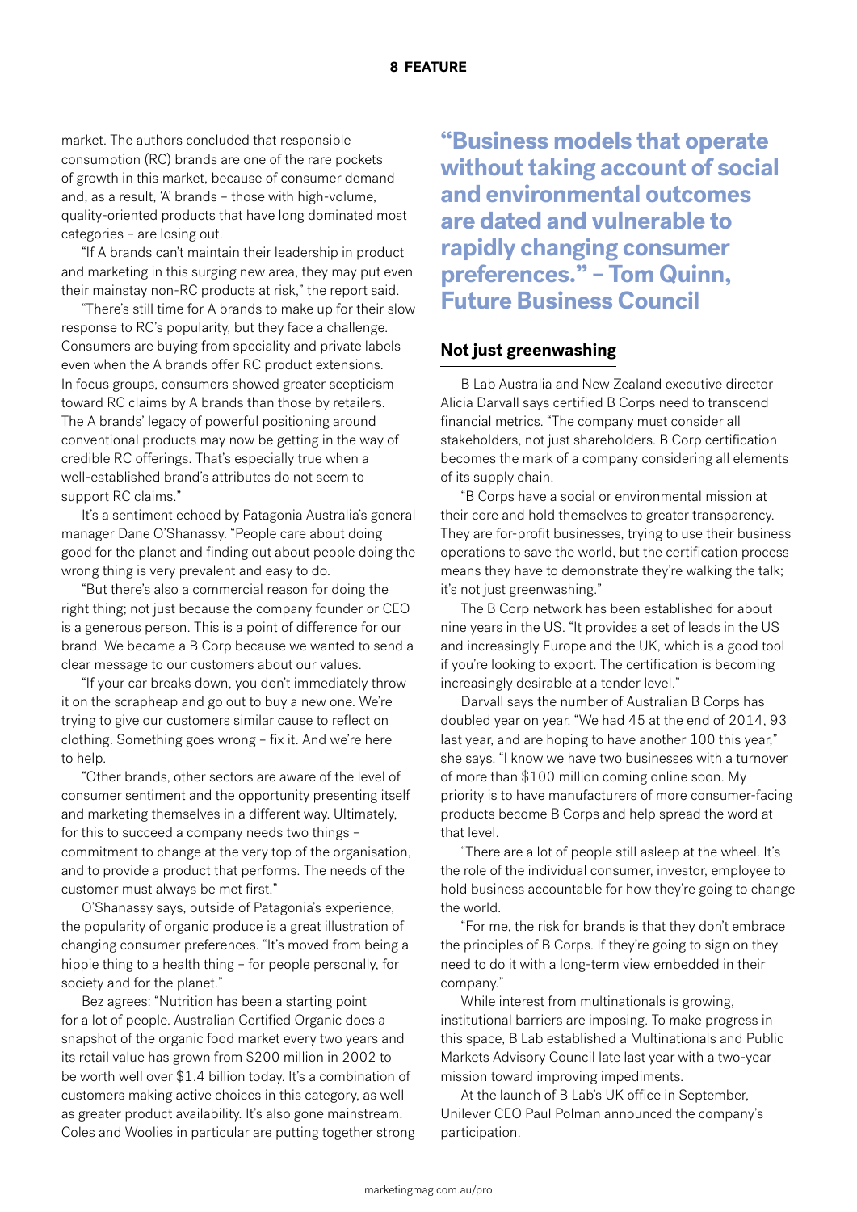market. The authors concluded that responsible consumption (RC) brands are one of the rare pockets of growth in this market, because of consumer demand and, as a result, 'A' brands – those with high-volume, quality-oriented products that have long dominated most categories – are losing out.

"If A brands can't maintain their leadership in product and marketing in this surging new area, they may put even their mainstay non-RC products at risk," the report said.

"There's still time for A brands to make up for their slow response to RC's popularity, but they face a challenge. Consumers are buying from speciality and private labels even when the A brands offer RC product extensions. In focus groups, consumers showed greater scepticism toward RC claims by A brands than those by retailers. The A brands' legacy of powerful positioning around conventional products may now be getting in the way of credible RC offerings. That's especially true when a well-established brand's attributes do not seem to support RC claims."

It's a sentiment echoed by Patagonia Australia's general manager Dane O'Shanassy. "People care about doing good for the planet and finding out about people doing the wrong thing is very prevalent and easy to do.

"But there's also a commercial reason for doing the right thing; not just because the company founder or CEO is a generous person. This is a point of difference for our brand. We became a B Corp because we wanted to send a clear message to our customers about our values.

"If your car breaks down, you don't immediately throw it on the scrapheap and go out to buy a new one. We're trying to give our customers similar cause to reflect on clothing. Something goes wrong – fix it. And we're here to help.

"Other brands, other sectors are aware of the level of consumer sentiment and the opportunity presenting itself and marketing themselves in a different way. Ultimately, for this to succeed a company needs two things – commitment to change at the very top of the organisation, and to provide a product that performs. The needs of the customer must always be met first."

O'Shanassy says, outside of Patagonia's experience, the popularity of organic produce is a great illustration of changing consumer preferences. "It's moved from being a hippie thing to a health thing – for people personally, for society and for the planet."

Bez agrees: "Nutrition has been a starting point for a lot of people. Australian Certified Organic does a snapshot of the organic food market every two years and its retail value has grown from $200 million in 2002 to be worth well over $1.4 billion today. It's a combination of customers making active choices in this category, as well as greater product availability. It's also gone mainstream. Coles and Woolies in particular are putting together strong

> **"Business models that operate without taking account of social and environmental outcomes are dated and vulnerable to rapidly changing consumer preferences." – Tom Quinn, Future Business Council**

## Not just greenwashing

B Lab Australia and New Zealand executive director Alicia Darvall says certified B Corps need to transcend financial metrics. "The company must consider all stakeholders, not just shareholders. B Corp certification becomes the mark of a company considering all elements of its supply chain.

"B Corps have a social or environmental mission at their core and hold themselves to greater transparency. They are for-profit businesses, trying to use their business operations to save the world, but the certification process means they have to demonstrate they're walking the talk; it's not just greenwashing."

The B Corp network has been established for about nine years in the US. "It provides a set of leads in the US and increasingly Europe and the UK, which is a good tool if you're looking to export. The certification is becoming increasingly desirable at a tender level."

Darvall says the number of Australian B Corps has doubled year on year. "We had 45 at the end of 2014, 93 last year, and are hoping to have another 100 this year," she says. "I know we have two businesses with a turnover of more than $100 million coming online soon. My priority is to have manufacturers of more consumer-facing products become B Corps and help spread the word at that level.

"There are a lot of people still asleep at the wheel. It's the role of the individual consumer, investor, employee to hold business accountable for how they're going to change the world.

"For me, the risk for brands is that they don't embrace the principles of B Corps. If they're going to sign on they need to do it with a long-term view embedded in their company."

While interest from multinationals is growing, institutional barriers are imposing. To make progress in this space, B Lab established a Multinationals and Public Markets Advisory Council late last year with a two-year mission toward improving impediments.

At the launch of B Lab's UK office in September, Unilever CEO Paul Polman announced the company's participation.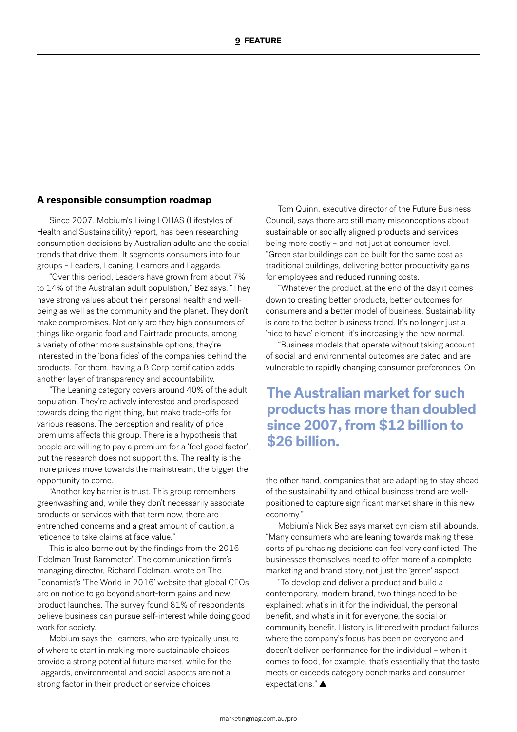## A responsible consumption roadmap

Since 2007, Mobium's Living LOHAS (Lifestyles of Health and Sustainability) report, has been researching consumption decisions by Australian adults and the social trends that drive them. It segments consumers into four groups – Leaders, Leaning, Learners and Laggards.

"Over this period, Leaders have grown from about 7% to 14% of the Australian adult population," Bez says. "They have strong values about their personal health and well-being as well as the community and the planet. They don't make compromises. Not only are they high consumers of things like organic food and Fairtrade products, among a variety of other more sustainable options, they're interested in the 'bona fides' of the companies behind the products. For them, having a B Corp certification adds another layer of transparency and accountability.

"The Leaning category covers around 40% of the adult population. They're actively interested and predisposed towards doing the right thing, but make trade-offs for various reasons. The perception and reality of price premiums affects this group. There is a hypothesis that people are willing to pay a premium for a 'feel good factor', but the research does not support this. The reality is the more prices move towards the mainstream, the bigger the opportunity to come.

"Another key barrier is trust. This group remembers greenwashing and, while they don't necessarily associate products or services with that term now, there are entrenched concerns and a great amount of caution, a reticence to take claims at face value."

This is also borne out by the findings from the 2016 'Edelman Trust Barometer'. The communication firm's managing director, Richard Edelman, wrote on The Economist's 'The World in 2016' website that global CEOs are on notice to go beyond short-term gains and new product launches. The survey found 81% of respondents believe business can pursue self-interest while doing good work for society.

Mobium says the Learners, who are typically unsure of where to start in making more sustainable choices, provide a strong potential future market, while for the Laggards, environmental and social aspects are not a strong factor in their product or service choices.

Tom Quinn, executive director of the Future Business Council, says there are still many misconceptions about sustainable or socially aligned products and services being more costly – and not just at consumer level. "Green star buildings can be built for the same cost as traditional buildings, delivering better productivity gains for employees and reduced running costs.

"Whatever the product, at the end of the day it comes down to creating better products, better outcomes for consumers and a better model of business. Sustainability is core to the better business trend. It's no longer just a 'nice to have' element; it's increasingly the new normal.

"Business models that operate without taking account of social and environmental outcomes are dated and are vulnerable to rapidly changing consumer preferences. On the other hand, companies that are adapting to stay ahead of the sustainability and ethical business trend are well-positioned to capture significant market share in this new economy."

**The Australian market for such products has more than doubled since 2007, from $12 billion to $26 billion.**

Mobium's Nick Bez says market cynicism still abounds. "Many consumers who are leaning towards making these sorts of purchasing decisions can feel very conflicted. The businesses themselves need to offer more of a complete marketing and brand story, not just the 'green' aspect.

"To develop and deliver a product and build a contemporary, modern brand, two things need to be explained: what's in it for the individual, the personal benefit, and what's in it for everyone, the social or community benefit. History is littered with product failures where the company's focus has been on everyone and doesn't deliver performance for the individual – when it comes to food, for example, that's essentially that the taste meets or exceeds category benchmarks and consumer expectations." ▲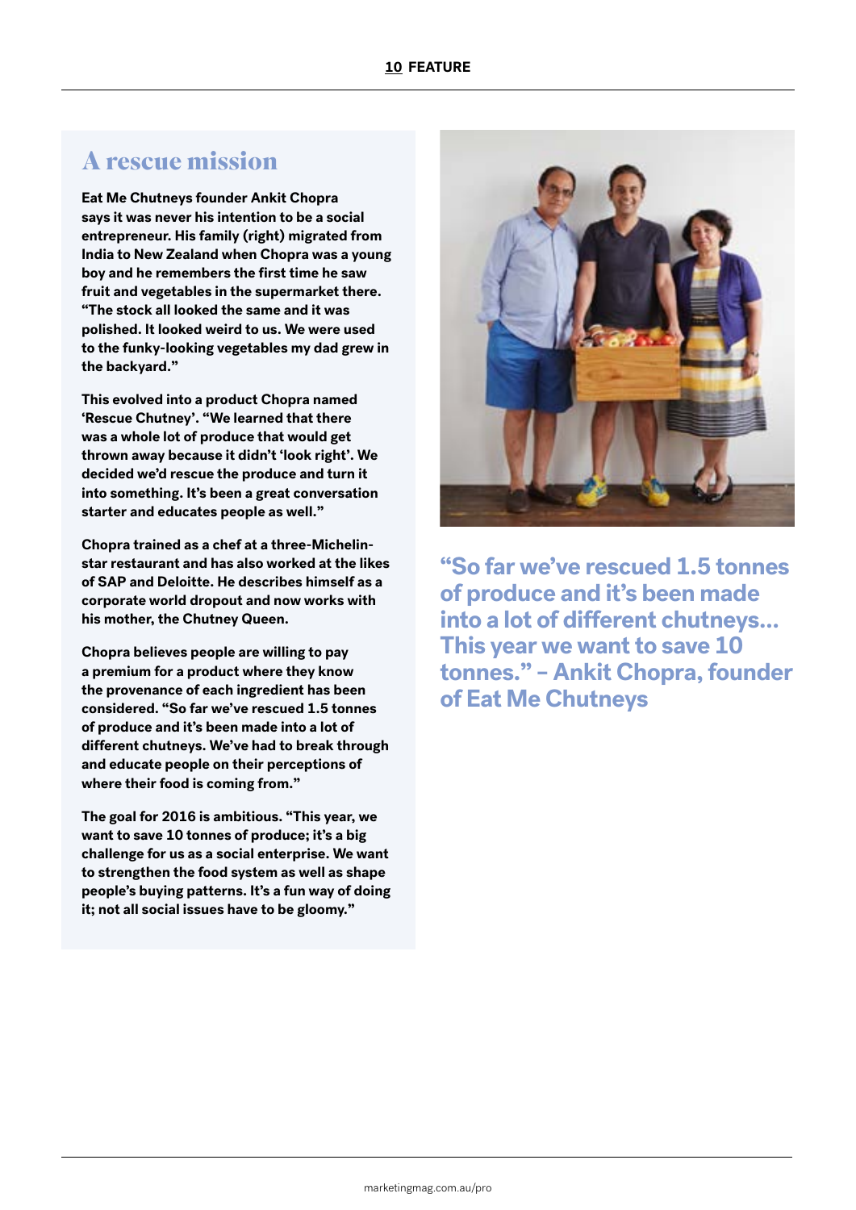## A rescue mission

**Eat Me Chutneys founder Ankit Chopra says it was never his intention to be a social entrepreneur. His family (right) migrated from India to New Zealand when Chopra was a young boy and he remembers the first time he saw fruit and vegetables in the supermarket there. "The stock all looked the same and it was polished. It looked weird to us. We were used to the funky-looking vegetables my dad grew in the backyard."**

**This evolved into a product Chopra named 'Rescue Chutney'. "We learned that there was a whole lot of produce that would get thrown away because it didn't 'look right'. We decided we'd rescue the produce and turn it into something. It's been a great conversation starter and educates people as well."**

**Chopra trained as a chef at a three-Michelin-star restaurant and has also worked at the likes of SAP and Deloitte. He describes himself as a corporate world dropout and now works with his mother, the Chutney Queen.**

**Chopra believes people are willing to pay a premium for a product where they know the provenance of each ingredient has been considered. "So far we've rescued 1.5 tonnes of produce and it's been made into a lot of different chutneys. We've had to break through and educate people on their perceptions of where their food is coming from."**

**The goal for 2016 is ambitious. "This year, we want to save 10 tonnes of produce; it's a big challenge for us as a social enterprise. We want to strengthen the food system as well as shape people's buying patterns. It's a fun way of doing it; not all social issues have to be gloomy."**

**"So far we've rescued 1.5 tonnes of produce and it's been made into a lot of different chutneys... This year we want to save 10 tonnes." – Ankit Chopra, founder of Eat Me Chutneys**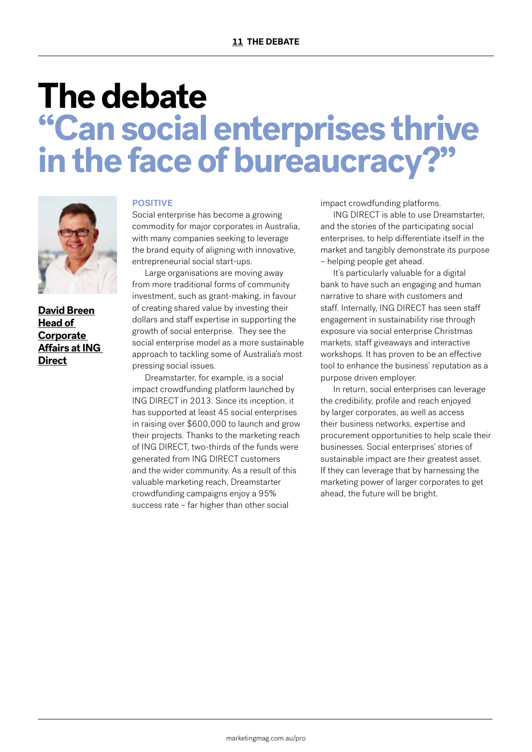# The debate

## "Can social enterprises thrive in the face of bureaucracy?"

**David Breen**
**Head of Corporate Affairs at ING Direct**

### POSITIVE

Social enterprise has become a growing commodity for major corporates in Australia, with many companies seeking to leverage the brand equity of aligning with innovative, entrepreneurial social start-ups.

Large organisations are moving away from more traditional forms of community investment, such as grant-making, in favour of creating shared value by investing their dollars and staff expertise in supporting the growth of social enterprise. They see the social enterprise model as a more sustainable approach to tackling some of Australia's most pressing social issues.

Dreamstarter, for example, is a social impact crowdfunding platform launched by ING DIRECT in 2013. Since its inception, it has supported at least 45 social enterprises in raising over $600,000 to launch and grow their projects. Thanks to the marketing reach of ING DIRECT, two-thirds of the funds were generated from ING DIRECT customers and the wider community. As a result of this valuable marketing reach, Dreamstarter crowdfunding campaigns enjoy a 95% success rate – far higher than other social impact crowdfunding platforms.

ING DIRECT is able to use Dreamstarter, and the stories of the participating social enterprises, to help differentiate itself in the market and tangibly demonstrate its purpose – helping people get ahead.

It's particularly valuable for a digital bank to have such an engaging and human narrative to share with customers and staff. Internally, ING DIRECT has seen staff engagement in sustainability rise through exposure via social enterprise Christmas markets, staff giveaways and interactive workshops. It has proven to be an effective tool to enhance the business' reputation as a purpose driven employer.

In return, social enterprises can leverage the credibility, profile and reach enjoyed by larger corporates, as well as access their business networks, expertise and procurement opportunities to help scale their businesses. Social enterprises' stories of sustainable impact are their greatest asset. If they can leverage that by harnessing the marketing power of larger corporates to get ahead, the future will be bright.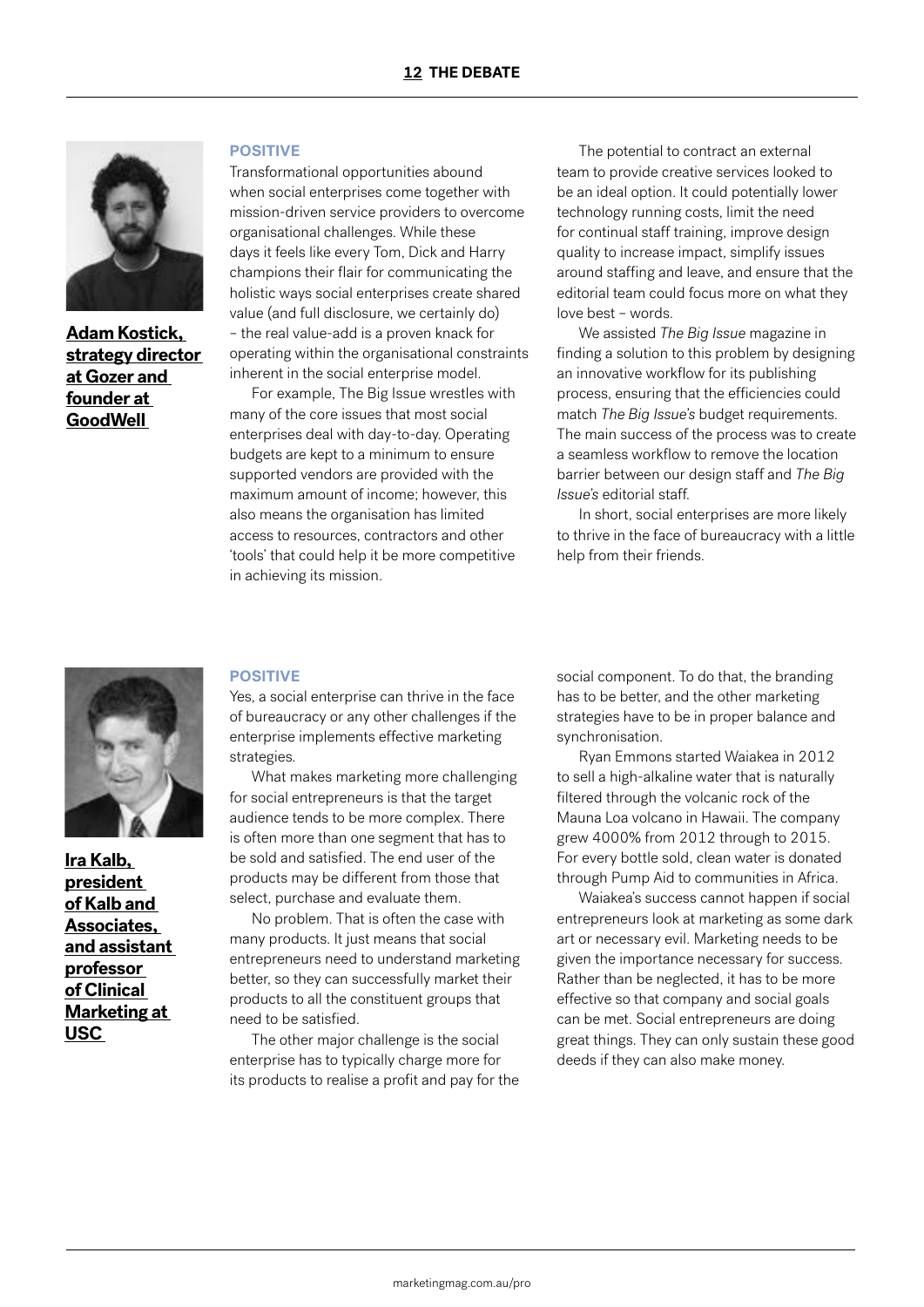**Adam Kostick, strategy director at Gozer and founder at GoodWell**

### POSITIVE

Transformational opportunities abound when social enterprises come together with mission-driven service providers to overcome organisational challenges. While these days it feels like every Tom, Dick and Harry champions their flair for communicating the holistic ways social enterprises create shared value (and full disclosure, we certainly do) – the real value-add is a proven knack for operating within the organisational constraints inherent in the social enterprise model.

For example, The Big Issue wrestles with many of the core issues that most social enterprises deal with day-to-day. Operating budgets are kept to a minimum to ensure supported vendors are provided with the maximum amount of income; however, this also means the organisation has limited access to resources, contractors and other 'tools' that could help it be more competitive in achieving its mission.

The potential to contract an external team to provide creative services looked to be an ideal option. It could potentially lower technology running costs, limit the need for continual staff training, improve design quality to increase impact, simplify issues around staffing and leave, and ensure that the editorial team could focus more on what they love best – words.

We assisted *The Big Issue* magazine in finding a solution to this problem by designing an innovative workflow for its publishing process, ensuring that the efficiencies could match *The Big Issue's* budget requirements. The main success of the process was to create a seamless workflow to remove the location barrier between our design staff and *The Big Issue's* editorial staff.

In short, social enterprises are more likely to thrive in the face of bureaucracy with a little help from their friends.

**Ira Kalb, president of Kalb and Associates, and assistant professor of Clinical Marketing at USC**

### POSITIVE

Yes, a social enterprise can thrive in the face of bureaucracy or any other challenges if the enterprise implements effective marketing strategies.

What makes marketing more challenging for social entrepreneurs is that the target audience tends to be more complex. There is often more than one segment that has to be sold and satisfied. The end user of the products may be different from those that select, purchase and evaluate them.

No problem. That is often the case with many products. It just means that social entrepreneurs need to understand marketing better, so they can successfully market their products to all the constituent groups that need to be satisfied.

The other major challenge is the social enterprise has to typically charge more for its products to realise a profit and pay for the social component. To do that, the branding has to be better, and the other marketing strategies have to be in proper balance and synchronisation.

Ryan Emmons started Waiakea in 2012 to sell a high-alkaline water that is naturally filtered through the volcanic rock of the Mauna Loa volcano in Hawaii. The company grew 4000% from 2012 through to 2015. For every bottle sold, clean water is donated through Pump Aid to communities in Africa.

Waiakea's success cannot happen if social entrepreneurs look at marketing as some dark art or necessary evil. Marketing needs to be given the importance necessary for success. Rather than be neglected, it has to be more effective so that company and social goals can be met. Social entrepreneurs are doing great things. They can only sustain these good deeds if they can also make money.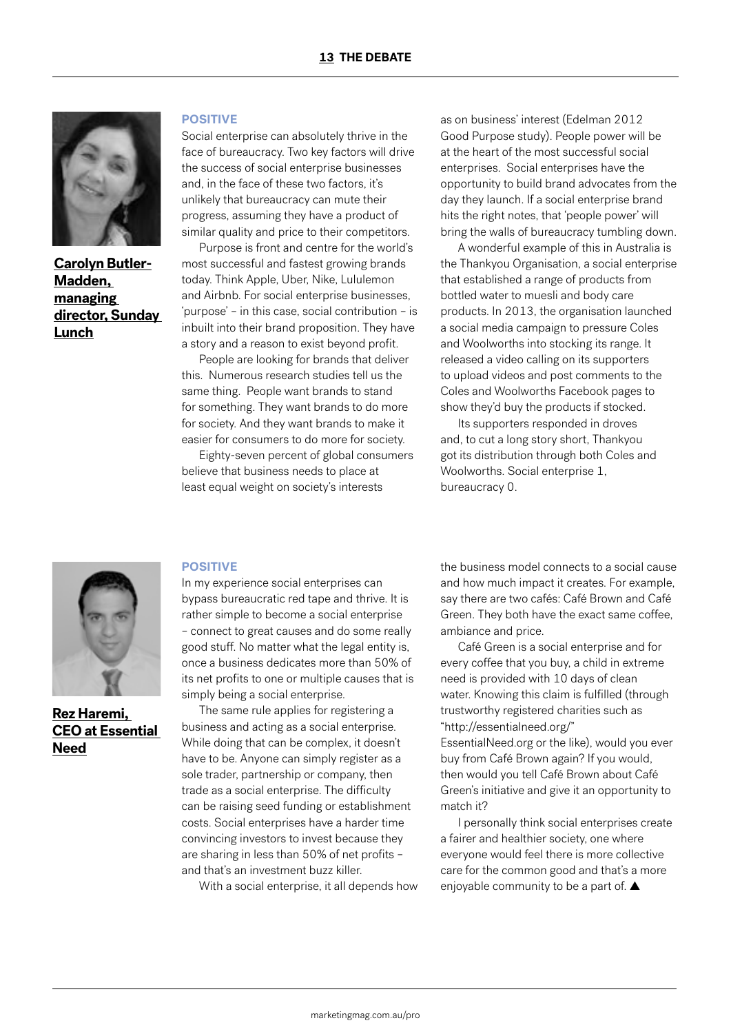**Carolyn Butler-Madden, managing director, Sunday Lunch**

**POSITIVE**

Social enterprise can absolutely thrive in the face of bureaucracy. Two key factors will drive the success of social enterprise businesses and, in the face of these two factors, it's unlikely that bureaucracy can mute their progress, assuming they have a product of similar quality and price to their competitors.

Purpose is front and centre for the world's most successful and fastest growing brands today. Think Apple, Uber, Nike, Lululemon and Airbnb. For social enterprise businesses, 'purpose' – in this case, social contribution – is inbuilt into their brand proposition. They have a story and a reason to exist beyond profit.

People are looking for brands that deliver this. Numerous research studies tell us the same thing. People want brands to stand for something. They want brands to do more for society. And they want brands to make it easier for consumers to do more for society.

Eighty-seven percent of global consumers believe that business needs to place at least equal weight on society's interests as on business' interest (Edelman 2012 Good Purpose study). People power will be at the heart of the most successful social enterprises. Social enterprises have the opportunity to build brand advocates from the day they launch. If a social enterprise brand hits the right notes, that 'people power' will bring the walls of bureaucracy tumbling down.

A wonderful example of this in Australia is the Thankyou Organisation, a social enterprise that established a range of products from bottled water to muesli and body care products. In 2013, the organisation launched a social media campaign to pressure Coles and Woolworths into stocking its range. It released a video calling on its supporters to upload videos and post comments to the Coles and Woolworths Facebook pages to show they'd buy the products if stocked.

Its supporters responded in droves and, to cut a long story short, Thankyou got its distribution through both Coles and Woolworths. Social enterprise 1, bureaucracy 0.

**Rez Haremi, CEO at Essential Need**

**POSITIVE**

In my experience social enterprises can bypass bureaucratic red tape and thrive. It is rather simple to become a social enterprise – connect to great causes and do some really good stuff. No matter what the legal entity is, once a business dedicates more than 50% of its net profits to one or multiple causes that is simply being a social enterprise.

The same rule applies for registering a business and acting as a social enterprise. While doing that can be complex, it doesn't have to be. Anyone can simply register as a sole trader, partnership or company, then trade as a social enterprise. The difficulty can be raising seed funding or establishment costs. Social enterprises have a harder time convincing investors to invest because they are sharing in less than 50% of net profits – and that's an investment buzz killer.

With a social enterprise, it all depends how the business model connects to a social cause and how much impact it creates. For example, say there are two cafés: Café Brown and Café Green. They both have the exact same coffee, ambiance and price.

Café Green is a social enterprise and for every coffee that you buy, a child in extreme need is provided with 10 days of clean water. Knowing this claim is fulfilled (through trustworthy registered charities such as "http://essentialneed.org/" EssentialNeed.org or the like), would you ever buy from Café Brown again? If you would, then would you tell Café Brown about Café Green's initiative and give it an opportunity to match it?

I personally think social enterprises create a fairer and healthier society, one where everyone would feel there is more collective care for the common good and that's a more enjoyable community to be a part of. ▲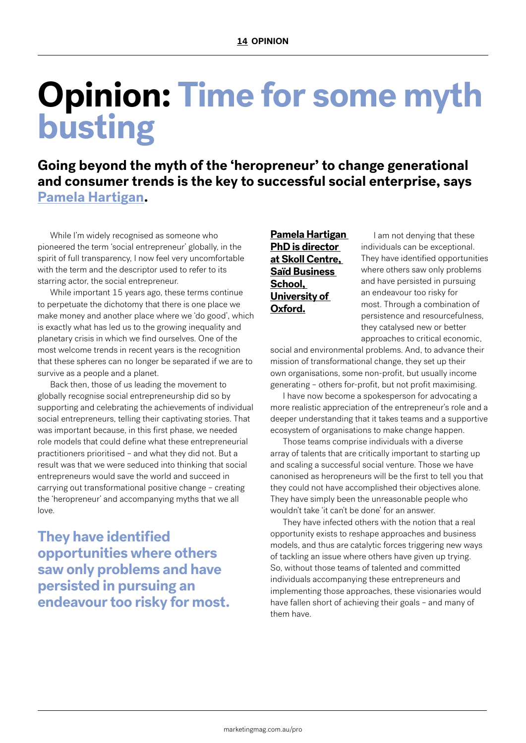# Opinion: Time for some myth busting

**Going beyond the myth of the 'heropreneur' to change generational and consumer trends is the key to successful social enterprise, says Pamela Hartigan.**

While I'm widely recognised as someone who pioneered the term 'social entrepreneur' globally, in the spirit of full transparency, I now feel very uncomfortable with the term and the descriptor used to refer to its starring actor, the social entrepreneur.

While important 15 years ago, these terms continue to perpetuate the dichotomy that there is one place we make money and another place where we 'do good', which is exactly what has led us to the growing inequality and planetary crisis in which we find ourselves. One of the most welcome trends in recent years is the recognition that these spheres can no longer be separated if we are to survive as a people and a planet.

Back then, those of us leading the movement to globally recognise social entrepreneurship did so by supporting and celebrating the achievements of individual social entrepreneurs, telling their captivating stories. That was important because, in this first phase, we needed role models that could define what these entrepreneurial practitioners prioritised – and what they did not. But a result was that we were seduced into thinking that social entrepreneurs would save the world and succeed in carrying out transformational positive change – creating the 'heropreneur' and accompanying myths that we all love.

**They have identified opportunities where others saw only problems and have persisted in pursuing an endeavour too risky for most.**

**Pamela Hartigan PhD is director at Skoll Centre, Saïd Business School, University of Oxford.**

I am not denying that these individuals can be exceptional. They have identified opportunities where others saw only problems and have persisted in pursuing an endeavour too risky for most. Through a combination of persistence and resourcefulness, they catalysed new or better approaches to critical economic, social and environmental problems. And, to advance their mission of transformational change, they set up their own organisations, some non-profit, but usually income generating – others for-profit, but not profit maximising.

I have now become a spokesperson for advocating a more realistic appreciation of the entrepreneur's role and a deeper understanding that it takes teams and a supportive ecosystem of organisations to make change happen.

Those teams comprise individuals with a diverse array of talents that are critically important to starting up and scaling a successful social venture. Those we have canonised as heropreneurs will be the first to tell you that they could not have accomplished their objectives alone. They have simply been the unreasonable people who wouldn't take 'it can't be done' for an answer.

They have infected others with the notion that a real opportunity exists to reshape approaches and business models, and thus are catalytic forces triggering new ways of tackling an issue where others have given up trying. So, without those teams of talented and committed individuals accompanying these entrepreneurs and implementing those approaches, these visionaries would have fallen short of achieving their goals – and many of them have.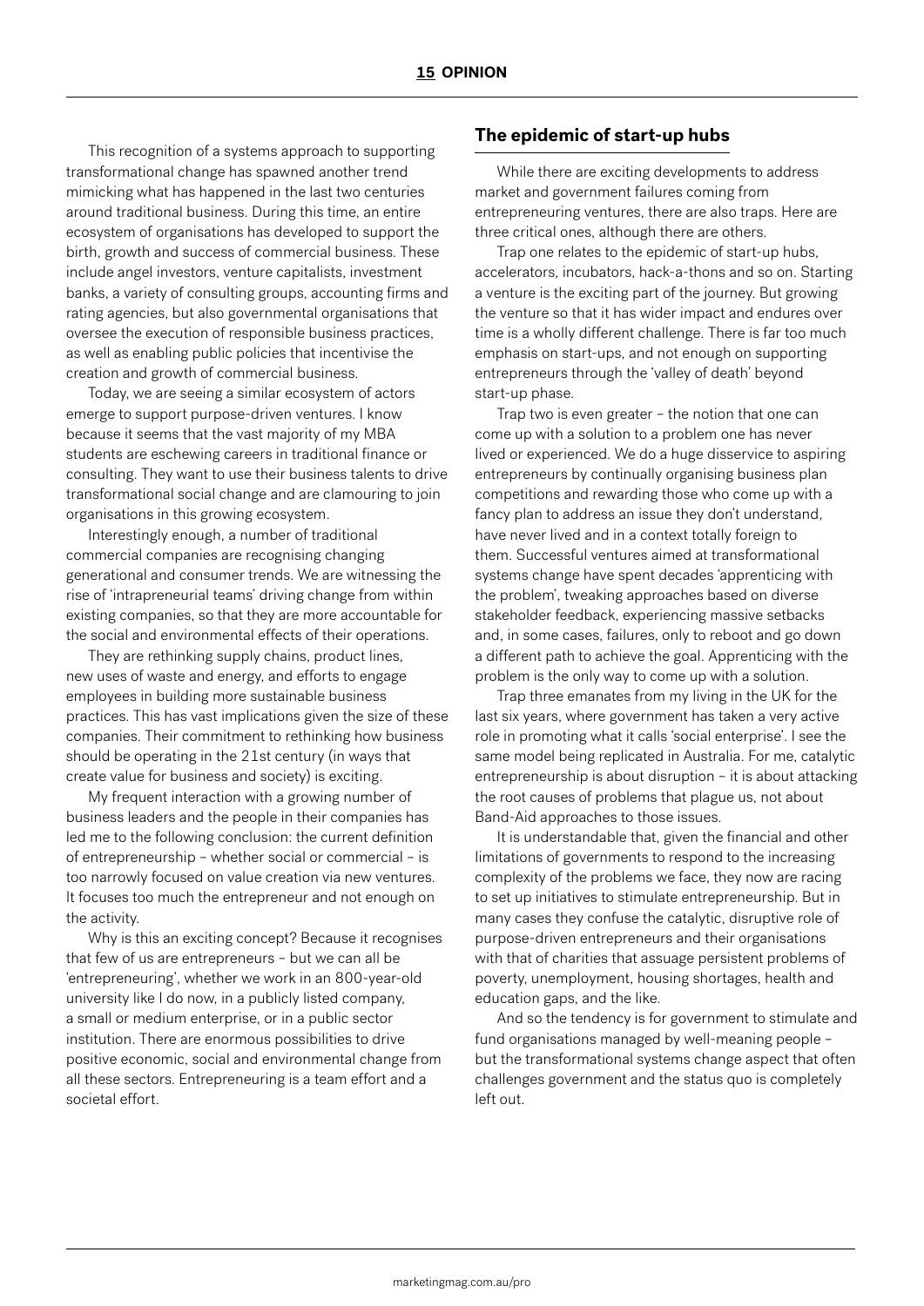This recognition of a systems approach to supporting transformational change has spawned another trend mimicking what has happened in the last two centuries around traditional business. During this time, an entire ecosystem of organisations has developed to support the birth, growth and success of commercial business. These include angel investors, venture capitalists, investment banks, a variety of consulting groups, accounting firms and rating agencies, but also governmental organisations that oversee the execution of responsible business practices, as well as enabling public policies that incentivise the creation and growth of commercial business.

Today, we are seeing a similar ecosystem of actors emerge to support purpose-driven ventures. I know because it seems that the vast majority of my MBA students are eschewing careers in traditional finance or consulting. They want to use their business talents to drive transformational social change and are clamouring to join organisations in this growing ecosystem.

Interestingly enough, a number of traditional commercial companies are recognising changing generational and consumer trends. We are witnessing the rise of 'intrapreneurial teams' driving change from within existing companies, so that they are more accountable for the social and environmental effects of their operations.

They are rethinking supply chains, product lines, new uses of waste and energy, and efforts to engage employees in building more sustainable business practices. This has vast implications given the size of these companies. Their commitment to rethinking how business should be operating in the 21st century (in ways that create value for business and society) is exciting.

My frequent interaction with a growing number of business leaders and the people in their companies has led me to the following conclusion: the current definition of entrepreneurship – whether social or commercial – is too narrowly focused on value creation via new ventures. It focuses too much the entrepreneur and not enough on the activity.

Why is this an exciting concept? Because it recognises that few of us are entrepreneurs – but we can all be 'entrepreneuring', whether we work in an 800-year-old university like I do now, in a publicly listed company, a small or medium enterprise, or in a public sector institution. There are enormous possibilities to drive positive economic, social and environmental change from all these sectors. Entrepreneuring is a team effort and a societal effort.

## The epidemic of start-up hubs

While there are exciting developments to address market and government failures coming from entrepreneuring ventures, there are also traps. Here are three critical ones, although there are others.

Trap one relates to the epidemic of start-up hubs, accelerators, incubators, hack-a-thons and so on. Starting a venture is the exciting part of the journey. But growing the venture so that it has wider impact and endures over time is a wholly different challenge. There is far too much emphasis on start-ups, and not enough on supporting entrepreneurs through the 'valley of death' beyond start-up phase.

Trap two is even greater – the notion that one can come up with a solution to a problem one has never lived or experienced. We do a huge disservice to aspiring entrepreneurs by continually organising business plan competitions and rewarding those who come up with a fancy plan to address an issue they don't understand, have never lived and in a context totally foreign to them. Successful ventures aimed at transformational systems change have spent decades 'apprenticing with the problem', tweaking approaches based on diverse stakeholder feedback, experiencing massive setbacks and, in some cases, failures, only to reboot and go down a different path to achieve the goal. Apprenticing with the problem is the only way to come up with a solution.

Trap three emanates from my living in the UK for the last six years, where government has taken a very active role in promoting what it calls 'social enterprise'. I see the same model being replicated in Australia. For me, catalytic entrepreneurship is about disruption – it is about attacking the root causes of problems that plague us, not about Band-Aid approaches to those issues.

It is understandable that, given the financial and other limitations of governments to respond to the increasing complexity of the problems we face, they now are racing to set up initiatives to stimulate entrepreneurship. But in many cases they confuse the catalytic, disruptive role of purpose-driven entrepreneurs and their organisations with that of charities that assuage persistent problems of poverty, unemployment, housing shortages, health and education gaps, and the like.

And so the tendency is for government to stimulate and fund organisations managed by well-meaning people – but the transformational systems change aspect that often challenges government and the status quo is completely left out.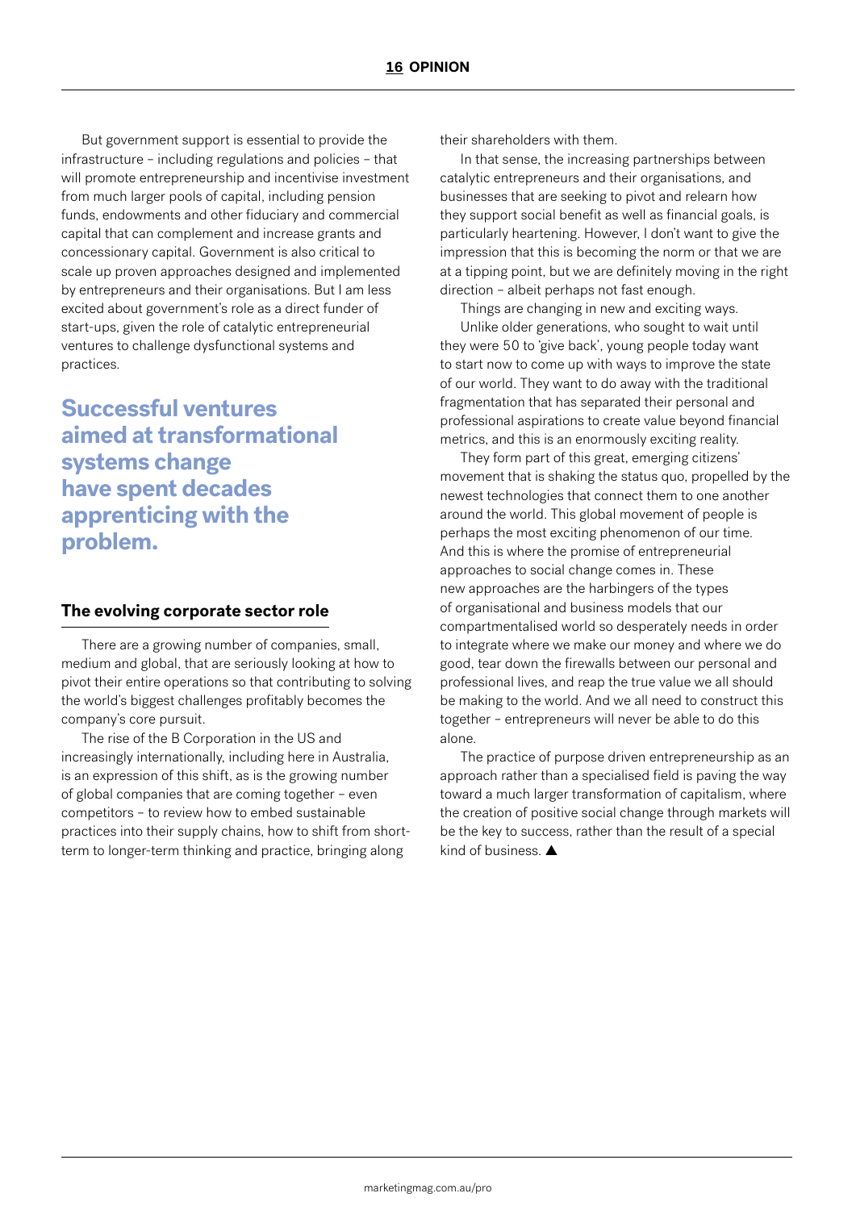But government support is essential to provide the infrastructure – including regulations and policies – that will promote entrepreneurship and incentivise investment from much larger pools of capital, including pension funds, endowments and other fiduciary and commercial capital that can complement and increase grants and concessionary capital. Government is also critical to scale up proven approaches designed and implemented by entrepreneurs and their organisations. But I am less excited about government's role as a direct funder of start-ups, given the role of catalytic entrepreneurial ventures to challenge dysfunctional systems and practices.

**Successful ventures aimed at transformational systems change have spent decades apprenticing with the problem.**

## The evolving corporate sector role

There are a growing number of companies, small, medium and global, that are seriously looking at how to pivot their entire operations so that contributing to solving the world's biggest challenges profitably becomes the company's core pursuit.

The rise of the B Corporation in the US and increasingly internationally, including here in Australia, is an expression of this shift, as is the growing number of global companies that are coming together – even competitors – to review how to embed sustainable practices into their supply chains, how to shift from short-term to longer-term thinking and practice, bringing along their shareholders with them.

In that sense, the increasing partnerships between catalytic entrepreneurs and their organisations, and businesses that are seeking to pivot and relearn how they support social benefit as well as financial goals, is particularly heartening. However, I don't want to give the impression that this is becoming the norm or that we are at a tipping point, but we are definitely moving in the right direction – albeit perhaps not fast enough.

Things are changing in new and exciting ways.

Unlike older generations, who sought to wait until they were 50 to 'give back', young people today want to start now to come up with ways to improve the state of our world. They want to do away with the traditional fragmentation that has separated their personal and professional aspirations to create value beyond financial metrics, and this is an enormously exciting reality.

They form part of this great, emerging citizens' movement that is shaking the status quo, propelled by the newest technologies that connect them to one another around the world. This global movement of people is perhaps the most exciting phenomenon of our time. And this is where the promise of entrepreneurial approaches to social change comes in. These new approaches are the harbingers of the types of organisational and business models that our compartmentalised world so desperately needs in order to integrate where we make our money and where we do good, tear down the firewalls between our personal and professional lives, and reap the true value we all should be making to the world. And we all need to construct this together – entrepreneurs will never be able to do this alone.

The practice of purpose driven entrepreneurship as an approach rather than a specialised field is paving the way toward a much larger transformation of capitalism, where the creation of positive social change through markets will be the key to success, rather than the result of a special kind of business. ▲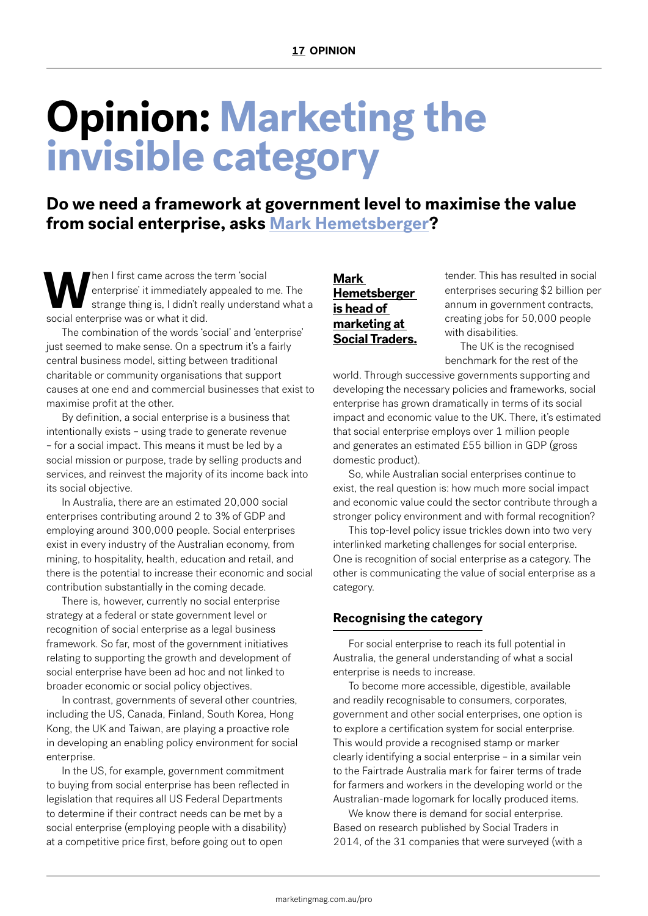# Opinion: Marketing the invisible category

## Do we need a framework at government level to maximise the value from social enterprise, asks Mark Hemetsberger?

When I first came across the term 'social enterprise' it immediately appealed to me. The strange thing is, I didn't really understand what a social enterprise was or what it did.

The combination of the words 'social' and 'enterprise' just seemed to make sense. On a spectrum it's a fairly central business model, sitting between traditional charitable or community organisations that support causes at one end and commercial businesses that exist to maximise profit at the other.

By definition, a social enterprise is a business that intentionally exists – using trade to generate revenue – for a social impact. This means it must be led by a social mission or purpose, trade by selling products and services, and reinvest the majority of its income back into its social objective.

In Australia, there are an estimated 20,000 social enterprises contributing around 2 to 3% of GDP and employing around 300,000 people. Social enterprises exist in every industry of the Australian economy, from mining, to hospitality, health, education and retail, and there is the potential to increase their economic and social contribution substantially in the coming decade.

There is, however, currently no social enterprise strategy at a federal or state government level or recognition of social enterprise as a legal business framework. So far, most of the government initiatives relating to supporting the growth and development of social enterprise have been ad hoc and not linked to broader economic or social policy objectives.

In contrast, governments of several other countries, including the US, Canada, Finland, South Korea, Hong Kong, the UK and Taiwan, are playing a proactive role in developing an enabling policy environment for social enterprise.

In the US, for example, government commitment to buying from social enterprise has been reflected in legislation that requires all US Federal Departments to determine if their contract needs can be met by a social enterprise (employing people with a disability) at a competitive price first, before going out to open tender. This has resulted in social enterprises securing $2 billion per annum in government contracts, creating jobs for 50,000 people with disabilities.

**Mark Hemetsberger is head of marketing at Social Traders.**

The UK is the recognised benchmark for the rest of the world. Through successive governments supporting and developing the necessary policies and frameworks, social enterprise has grown dramatically in terms of its social impact and economic value to the UK. There, it's estimated that social enterprise employs over 1 million people and generates an estimated £55 billion in GDP (gross domestic product).

So, while Australian social enterprises continue to exist, the real question is: how much more social impact and economic value could the sector contribute through a stronger policy environment and with formal recognition?

This top-level policy issue trickles down into two very interlinked marketing challenges for social enterprise. One is recognition of social enterprise as a category. The other is communicating the value of social enterprise as a category.

### Recognising the category

For social enterprise to reach its full potential in Australia, the general understanding of what a social enterprise is needs to increase.

To become more accessible, digestible, available and readily recognisable to consumers, corporates, government and other social enterprises, one option is to explore a certification system for social enterprise. This would provide a recognised stamp or marker clearly identifying a social enterprise – in a similar vein to the Fairtrade Australia mark for fairer terms of trade for farmers and workers in the developing world or the Australian-made logomark for locally produced items.

We know there is demand for social enterprise. Based on research published by Social Traders in 2014, of the 31 companies that were surveyed (with a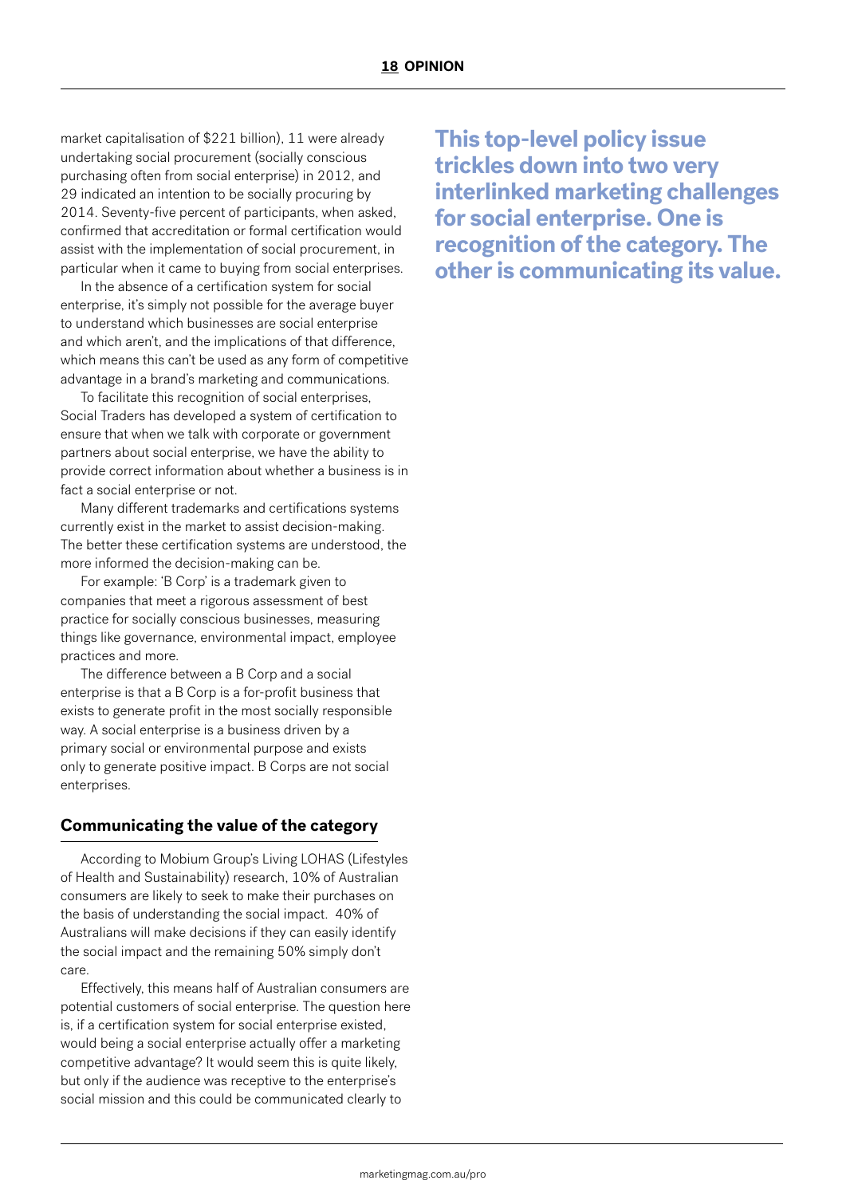market capitalisation of $221 billion), 11 were already undertaking social procurement (socially conscious purchasing often from social enterprise) in 2012, and 29 indicated an intention to be socially procuring by 2014. Seventy-five percent of participants, when asked, confirmed that accreditation or formal certification would assist with the implementation of social procurement, in particular when it came to buying from social enterprises.

In the absence of a certification system for social enterprise, it's simply not possible for the average buyer to understand which businesses are social enterprise and which aren't, and the implications of that difference, which means this can't be used as any form of competitive advantage in a brand's marketing and communications.

To facilitate this recognition of social enterprises, Social Traders has developed a system of certification to ensure that when we talk with corporate or government partners about social enterprise, we have the ability to provide correct information about whether a business is in fact a social enterprise or not.

Many different trademarks and certifications systems currently exist in the market to assist decision-making. The better these certification systems are understood, the more informed the decision-making can be.

For example: 'B Corp' is a trademark given to companies that meet a rigorous assessment of best practice for socially conscious businesses, measuring things like governance, environmental impact, employee practices and more.

The difference between a B Corp and a social enterprise is that a B Corp is a for-profit business that exists to generate profit in the most socially responsible way. A social enterprise is a business driven by a primary social or environmental purpose and exists only to generate positive impact. B Corps are not social enterprises.

## Communicating the value of the category

According to Mobium Group's Living LOHAS (Lifestyles of Health and Sustainability) research, 10% of Australian consumers are likely to seek to make their purchases on the basis of understanding the social impact. 40% of Australians will make decisions if they can easily identify the social impact and the remaining 50% simply don't care.

Effectively, this means half of Australian consumers are potential customers of social enterprise. The question here is, if a certification system for social enterprise existed, would being a social enterprise actually offer a marketing competitive advantage? It would seem this is quite likely, but only if the audience was receptive to the enterprise's social mission and this could be communicated clearly to

**This top-level policy issue trickles down into two very interlinked marketing challenges for social enterprise. One is recognition of the category. The other is communicating its value.**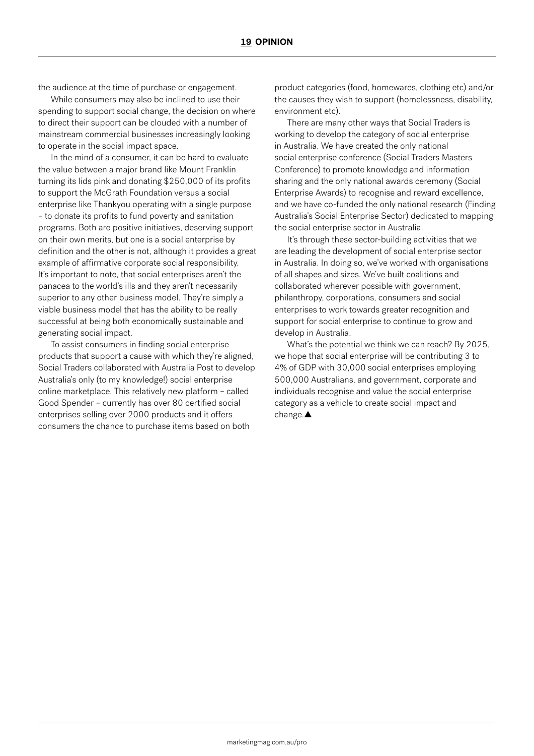the audience at the time of purchase or engagement.

While consumers may also be inclined to use their spending to support social change, the decision on where to direct their support can be clouded with a number of mainstream commercial businesses increasingly looking to operate in the social impact space.

In the mind of a consumer, it can be hard to evaluate the value between a major brand like Mount Franklin turning its lids pink and donating $250,000 of its profits to support the McGrath Foundation versus a social enterprise like Thankyou operating with a single purpose – to donate its profits to fund poverty and sanitation programs. Both are positive initiatives, deserving support on their own merits, but one is a social enterprise by definition and the other is not, although it provides a great example of affirmative corporate social responsibility. It's important to note, that social enterprises aren't the panacea to the world's ills and they aren't necessarily superior to any other business model. They're simply a viable business model that has the ability to be really successful at being both economically sustainable and generating social impact.

To assist consumers in finding social enterprise products that support a cause with which they're aligned, Social Traders collaborated with Australia Post to develop Australia's only (to my knowledge!) social enterprise online marketplace. This relatively new platform – called Good Spender – currently has over 80 certified social enterprises selling over 2000 products and it offers consumers the chance to purchase items based on both product categories (food, homewares, clothing etc) and/or the causes they wish to support (homelessness, disability, environment etc).

There are many other ways that Social Traders is working to develop the category of social enterprise in Australia. We have created the only national social enterprise conference (Social Traders Masters Conference) to promote knowledge and information sharing and the only national awards ceremony (Social Enterprise Awards) to recognise and reward excellence, and we have co-funded the only national research (Finding Australia's Social Enterprise Sector) dedicated to mapping the social enterprise sector in Australia.

It's through these sector-building activities that we are leading the development of social enterprise sector in Australia. In doing so, we've worked with organisations of all shapes and sizes. We've built coalitions and collaborated wherever possible with government, philanthropy, corporations, consumers and social enterprises to work towards greater recognition and support for social enterprise to continue to grow and develop in Australia.

What's the potential we think we can reach? By 2025, we hope that social enterprise will be contributing 3 to 4% of GDP with 30,000 social enterprises employing 500,000 Australians, and government, corporate and individuals recognise and value the social enterprise category as a vehicle to create social impact and change.▲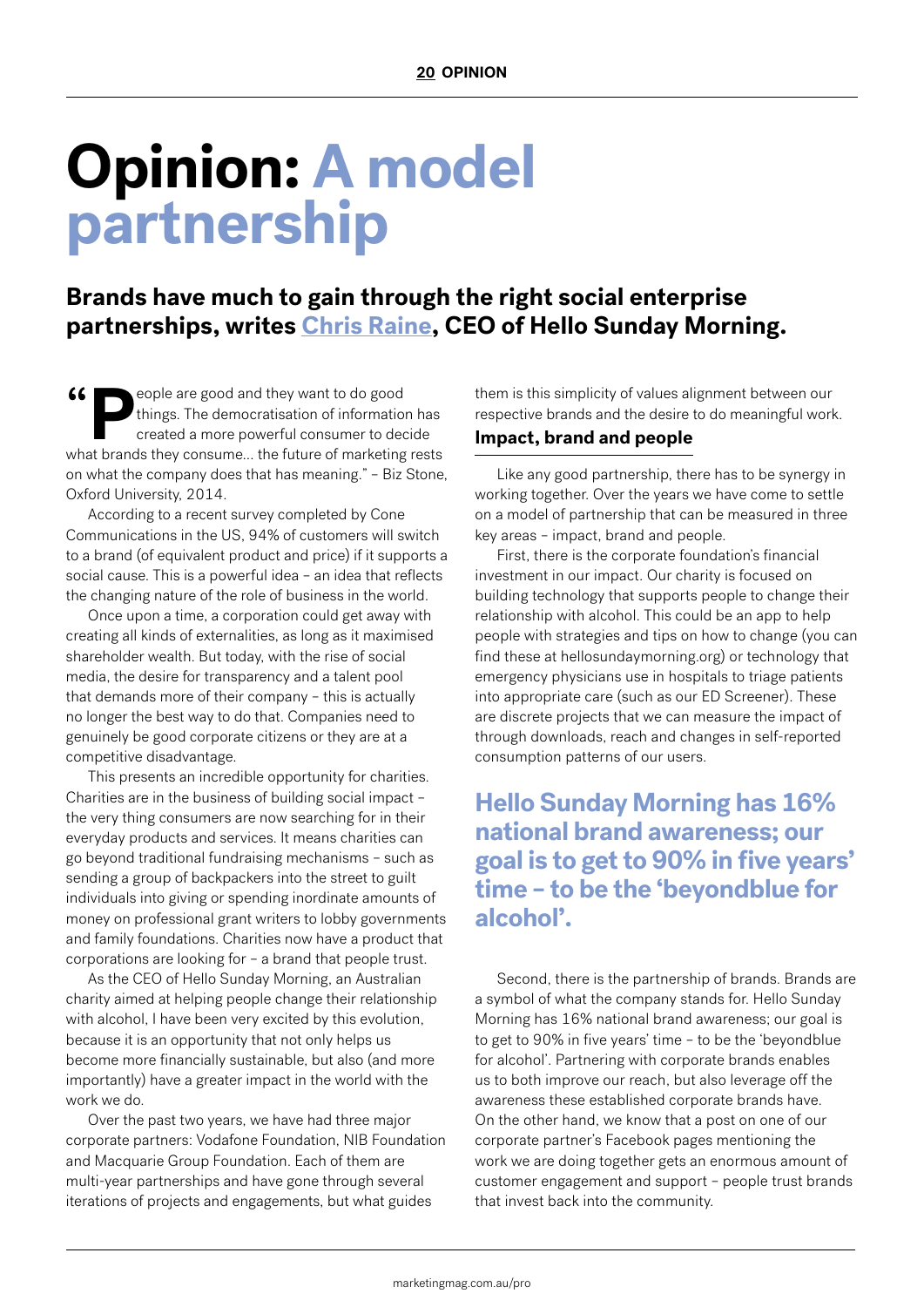# Opinion: A model partnership

## Brands have much to gain through the right social enterprise partnerships, writes Chris Raine, CEO of Hello Sunday Morning.

"People are good and they want to do good things. The democratisation of information has created a more powerful consumer to decide what brands they consume… the future of marketing rests on what the company does that has meaning." – Biz Stone, Oxford University, 2014.

According to a recent survey completed by Cone Communications in the US, 94% of customers will switch to a brand (of equivalent product and price) if it supports a social cause. This is a powerful idea – an idea that reflects the changing nature of the role of business in the world.

Once upon a time, a corporation could get away with creating all kinds of externalities, as long as it maximised shareholder wealth. But today, with the rise of social media, the desire for transparency and a talent pool that demands more of their company – this is actually no longer the best way to do that. Companies need to genuinely be good corporate citizens or they are at a competitive disadvantage.

This presents an incredible opportunity for charities. Charities are in the business of building social impact – the very thing consumers are now searching for in their everyday products and services. It means charities can go beyond traditional fundraising mechanisms – such as sending a group of backpackers into the street to guilt individuals into giving or spending inordinate amounts of money on professional grant writers to lobby governments and family foundations. Charities now have a product that corporations are looking for – a brand that people trust.

As the CEO of Hello Sunday Morning, an Australian charity aimed at helping people change their relationship with alcohol, I have been very excited by this evolution, because it is an opportunity that not only helps us become more financially sustainable, but also (and more importantly) have a greater impact in the world with the work we do.

Over the past two years, we have had three major corporate partners: Vodafone Foundation, NIB Foundation and Macquarie Group Foundation. Each of them are multi-year partnerships and have gone through several iterations of projects and engagements, but what guides them is this simplicity of values alignment between our respective brands and the desire to do meaningful work.

### Impact, brand and people

Like any good partnership, there has to be synergy in working together. Over the years we have come to settle on a model of partnership that can be measured in three key areas – impact, brand and people.

First, there is the corporate foundation's financial investment in our impact. Our charity is focused on building technology that supports people to change their relationship with alcohol. This could be an app to help people with strategies and tips on how to change (you can find these at hellosundaymorning.org) or technology that emergency physicians use in hospitals to triage patients into appropriate care (such as our ED Screener). These are discrete projects that we can measure the impact of through downloads, reach and changes in self-reported consumption patterns of our users.

> **Hello Sunday Morning has 16% national brand awareness; our goal is to get to 90% in five years' time – to be the 'beyondblue for alcohol'.**

Second, there is the partnership of brands. Brands are a symbol of what the company stands for. Hello Sunday Morning has 16% national brand awareness; our goal is to get to 90% in five years' time – to be the 'beyondblue for alcohol'. Partnering with corporate brands enables us to both improve our reach, but also leverage off the awareness these established corporate brands have. On the other hand, we know that a post on one of our corporate partner's Facebook pages mentioning the work we are doing together gets an enormous amount of customer engagement and support – people trust brands that invest back into the community.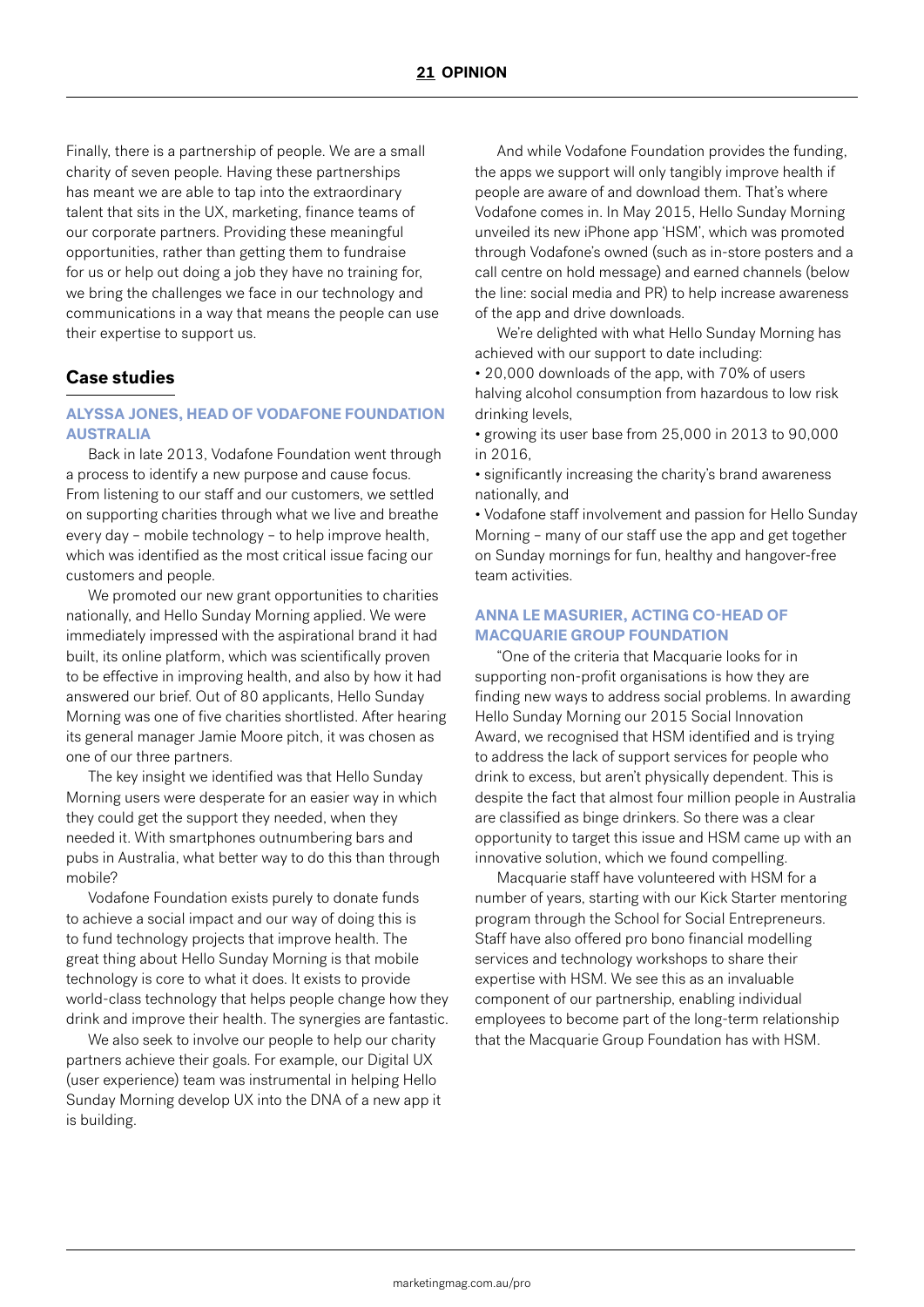Finally, there is a partnership of people. We are a small charity of seven people. Having these partnerships has meant we are able to tap into the extraordinary talent that sits in the UX, marketing, finance teams of our corporate partners. Providing these meaningful opportunities, rather than getting them to fundraise for us or help out doing a job they have no training for, we bring the challenges we face in our technology and communications in a way that means the people can use their expertise to support us.

## Case studies

### ALYSSA JONES, HEAD OF VODAFONE FOUNDATION AUSTRALIA

Back in late 2013, Vodafone Foundation went through a process to identify a new purpose and cause focus. From listening to our staff and our customers, we settled on supporting charities through what we live and breathe every day – mobile technology – to help improve health, which was identified as the most critical issue facing our customers and people.

We promoted our new grant opportunities to charities nationally, and Hello Sunday Morning applied. We were immediately impressed with the aspirational brand it had built, its online platform, which was scientifically proven to be effective in improving health, and also by how it had answered our brief. Out of 80 applicants, Hello Sunday Morning was one of five charities shortlisted. After hearing its general manager Jamie Moore pitch, it was chosen as one of our three partners.

The key insight we identified was that Hello Sunday Morning users were desperate for an easier way in which they could get the support they needed, when they needed it. With smartphones outnumbering bars and pubs in Australia, what better way to do this than through mobile?

Vodafone Foundation exists purely to donate funds to achieve a social impact and our way of doing this is to fund technology projects that improve health. The great thing about Hello Sunday Morning is that mobile technology is core to what it does. It exists to provide world-class technology that helps people change how they drink and improve their health. The synergies are fantastic.

We also seek to involve our people to help our charity partners achieve their goals. For example, our Digital UX (user experience) team was instrumental in helping Hello Sunday Morning develop UX into the DNA of a new app it is building.

And while Vodafone Foundation provides the funding, the apps we support will only tangibly improve health if people are aware of and download them. That's where Vodafone comes in. In May 2015, Hello Sunday Morning unveiled its new iPhone app 'HSM', which was promoted through Vodafone's owned (such as in-store posters and a call centre on hold message) and earned channels (below the line: social media and PR) to help increase awareness of the app and drive downloads.

We're delighted with what Hello Sunday Morning has achieved with our support to date including:

- 20,000 downloads of the app, with 70% of users halving alcohol consumption from hazardous to low risk drinking levels,
- growing its user base from 25,000 in 2013 to 90,000 in 2016,
- significantly increasing the charity's brand awareness nationally, and
- Vodafone staff involvement and passion for Hello Sunday Morning – many of our staff use the app and get together on Sunday mornings for fun, healthy and hangover-free team activities.

### ANNA LE MASURIER, ACTING CO-HEAD OF MACQUARIE GROUP FOUNDATION

"One of the criteria that Macquarie looks for in supporting non-profit organisations is how they are finding new ways to address social problems. In awarding Hello Sunday Morning our 2015 Social Innovation Award, we recognised that HSM identified and is trying to address the lack of support services for people who drink to excess, but aren't physically dependent. This is despite the fact that almost four million people in Australia are classified as binge drinkers. So there was a clear opportunity to target this issue and HSM came up with an innovative solution, which we found compelling.

Macquarie staff have volunteered with HSM for a number of years, starting with our Kick Starter mentoring program through the School for Social Entrepreneurs. Staff have also offered pro bono financial modelling services and technology workshops to share their expertise with HSM. We see this as an invaluable component of our partnership, enabling individual employees to become part of the long-term relationship that the Macquarie Group Foundation has with HSM.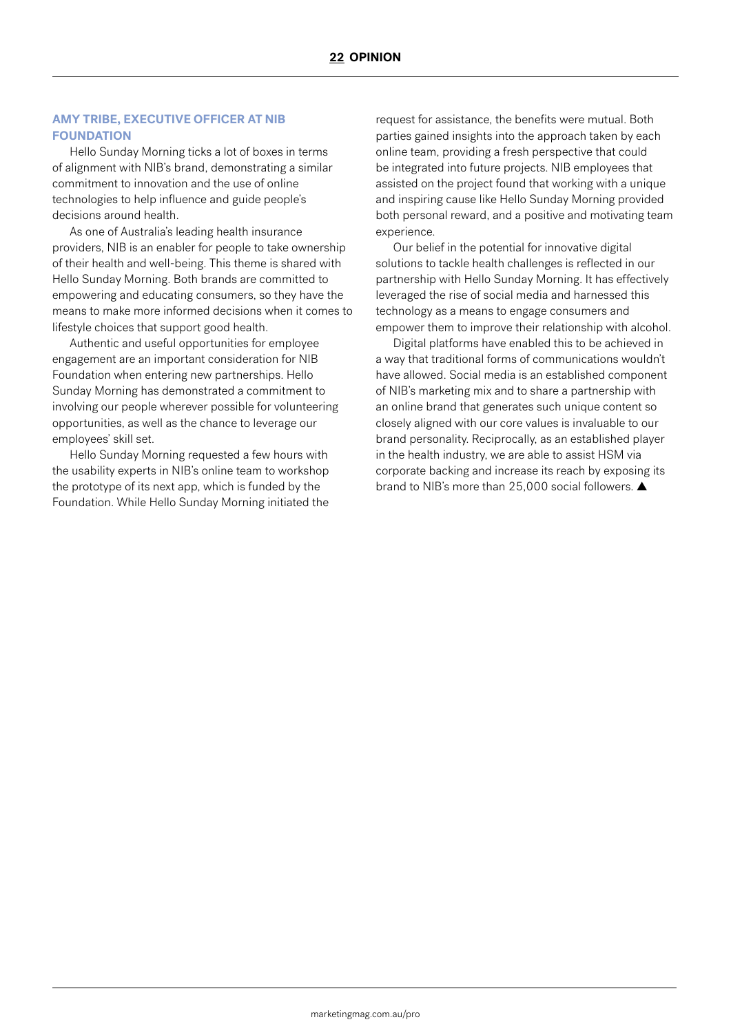### AMY TRIBE, EXECUTIVE OFFICER AT NIB FOUNDATION

Hello Sunday Morning ticks a lot of boxes in terms of alignment with NIB's brand, demonstrating a similar commitment to innovation and the use of online technologies to help influence and guide people's decisions around health.

As one of Australia's leading health insurance providers, NIB is an enabler for people to take ownership of their health and well-being. This theme is shared with Hello Sunday Morning. Both brands are committed to empowering and educating consumers, so they have the means to make more informed decisions when it comes to lifestyle choices that support good health.

Authentic and useful opportunities for employee engagement are an important consideration for NIB Foundation when entering new partnerships. Hello Sunday Morning has demonstrated a commitment to involving our people wherever possible for volunteering opportunities, as well as the chance to leverage our employees' skill set.

Hello Sunday Morning requested a few hours with the usability experts in NIB's online team to workshop the prototype of its next app, which is funded by the Foundation. While Hello Sunday Morning initiated the request for assistance, the benefits were mutual. Both parties gained insights into the approach taken by each online team, providing a fresh perspective that could be integrated into future projects. NIB employees that assisted on the project found that working with a unique and inspiring cause like Hello Sunday Morning provided both personal reward, and a positive and motivating team experience.

Our belief in the potential for innovative digital solutions to tackle health challenges is reflected in our partnership with Hello Sunday Morning. It has effectively leveraged the rise of social media and harnessed this technology as a means to engage consumers and empower them to improve their relationship with alcohol.

Digital platforms have enabled this to be achieved in a way that traditional forms of communications wouldn't have allowed. Social media is an established component of NIB's marketing mix and to share a partnership with an online brand that generates such unique content so closely aligned with our core values is invaluable to our brand personality. Reciprocally, as an established player in the health industry, we are able to assist HSM via corporate backing and increase its reach by exposing its brand to NIB's more than 25,000 social followers. ▲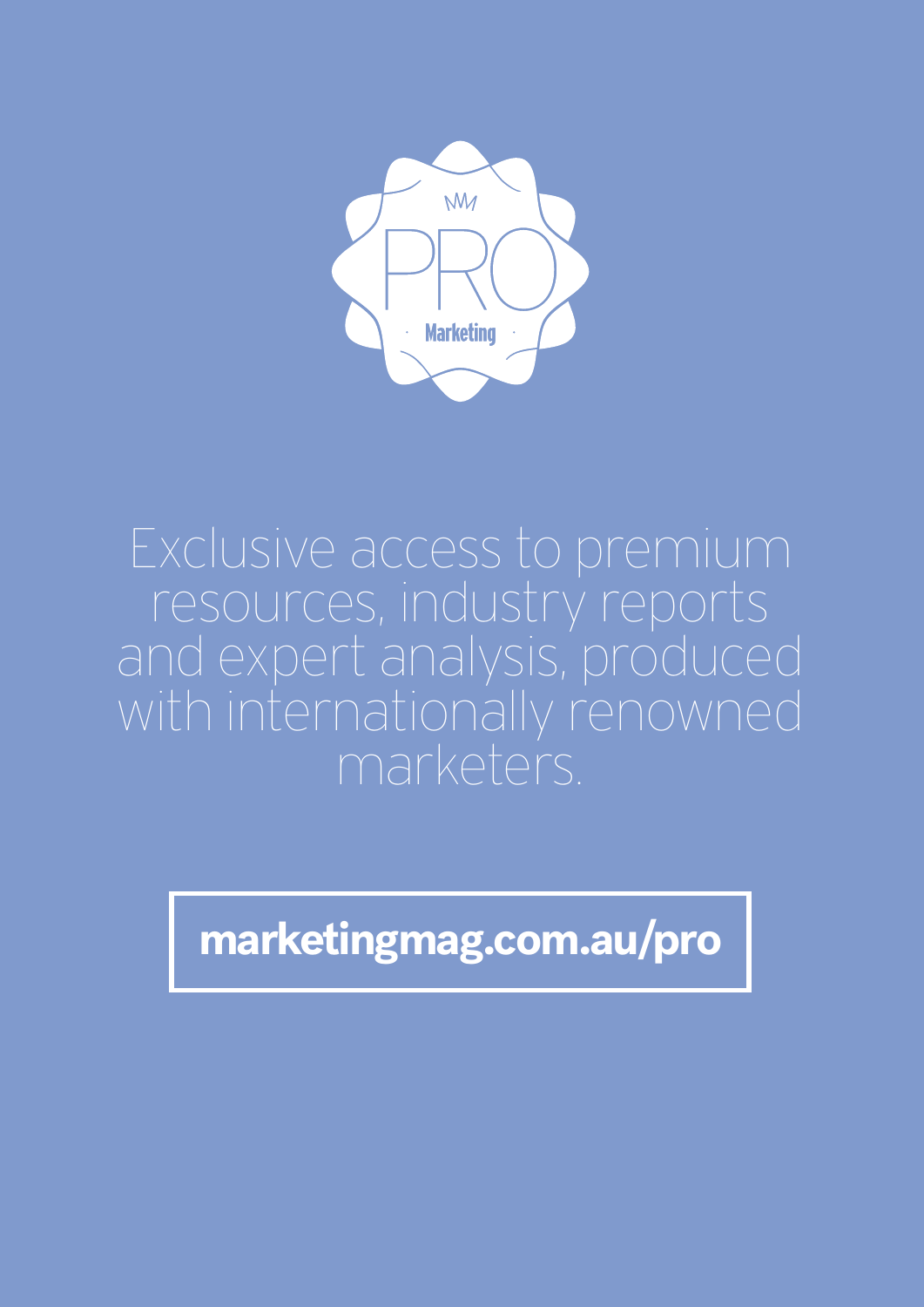PRO

Marketing

Exclusive access to premium resources, industry reports and expert analysis, produced with internationally renowned marketers.

**marketingmag.com.au/pro**